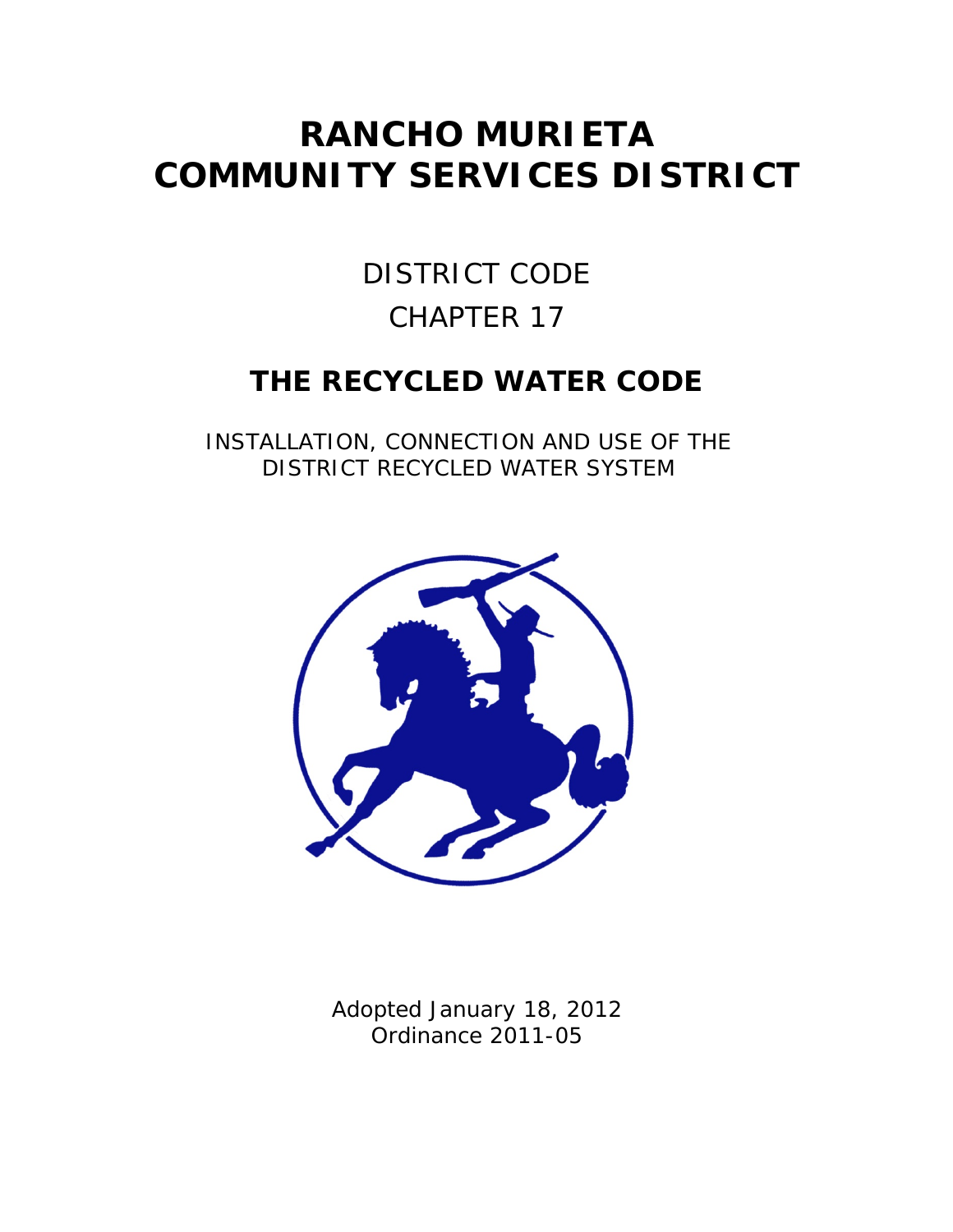# RANCHO MURIETA COMMUNITY SERVICES DISTRICT

DISTRICT CODE

CHAPTER 17

## THE RECYCLED WATER CODE

INSTALLATION, CONNECTION AND USE OF THE DISTRICT RECYCLED WATER SYSTEM

Adopted January 18, 2012
Ordinance 2011-05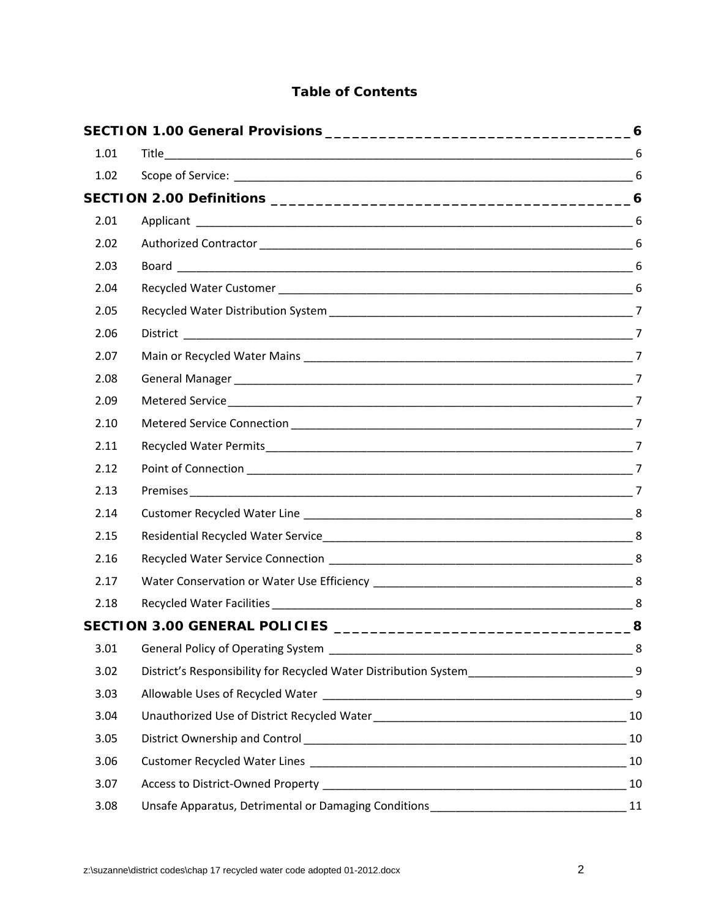## Table of Contents

**SECTION 1.00 General Provisions** ____ 6

1.01 Title ____ 6

1.02 Scope of Service: ____ 6

**SECTION 2.00 Definitions** ____ 6

2.01 Applicant ____ 6

2.02 Authorized Contractor ____ 6

2.03 Board ____ 6

2.04 Recycled Water Customer ____ 6

2.05 Recycled Water Distribution System ____ 7

2.06 District ____ 7

2.07 Main or Recycled Water Mains ____ 7

2.08 General Manager ____ 7

2.09 Metered Service ____ 7

2.10 Metered Service Connection ____ 7

2.11 Recycled Water Permits ____ 7

2.12 Point of Connection ____ 7

2.13 Premises ____ 7

2.14 Customer Recycled Water Line ____ 8

2.15 Residential Recycled Water Service ____ 8

2.16 Recycled Water Service Connection ____ 8

2.17 Water Conservation or Water Use Efficiency ____ 8

2.18 Recycled Water Facilities ____ 8

**SECTION 3.00 GENERAL POLICIES** ____ 8

3.01 General Policy of Operating System ____ 8

3.02 District's Responsibility for Recycled Water Distribution System ____ 9

3.03 Allowable Uses of Recycled Water ____ 9

3.04 Unauthorized Use of District Recycled Water ____ 10

3.05 District Ownership and Control ____ 10

3.06 Customer Recycled Water Lines ____ 10

3.07 Access to District-Owned Property ____ 10

3.08 Unsafe Apparatus, Detrimental or Damaging Conditions ____ 11

z:\suzanne\district codes\chap 17 recycled water code adopted 01-2012.docx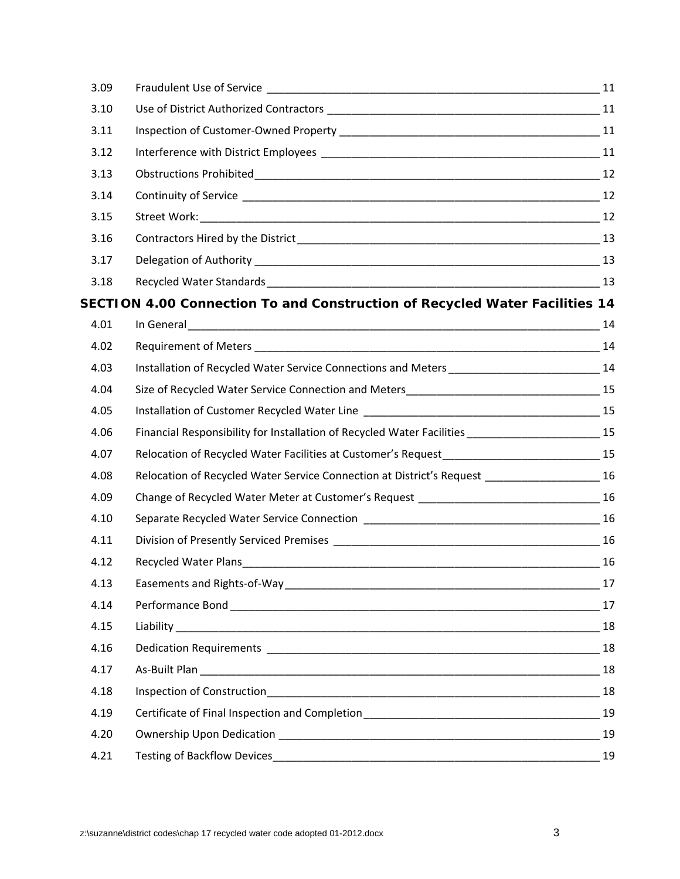| | | |
|---|---|---|
| 3.09 | Fraudulent Use of Service | 11 |
| 3.10 | Use of District Authorized Contractors | 11 |
| 3.11 | Inspection of Customer-Owned Property | 11 |
| 3.12 | Interference with District Employees | 11 |
| 3.13 | Obstructions Prohibited | 12 |
| 3.14 | Continuity of Service | 12 |
| 3.15 | Street Work: | 12 |
| 3.16 | Contractors Hired by the District | 13 |
| 3.17 | Delegation of Authority | 13 |
| 3.18 | Recycled Water Standards | 13 |

**SECTION 4.00 Connection To and Construction of Recycled Water Facilities 14**

| | | |
|---|---|---|
| 4.01 | In General | 14 |
| 4.02 | Requirement of Meters | 14 |
| 4.03 | Installation of Recycled Water Service Connections and Meters | 14 |
| 4.04 | Size of Recycled Water Service Connection and Meters | 15 |
| 4.05 | Installation of Customer Recycled Water Line | 15 |
| 4.06 | Financial Responsibility for Installation of Recycled Water Facilities | 15 |
| 4.07 | Relocation of Recycled Water Facilities at Customer's Request | 15 |
| 4.08 | Relocation of Recycled Water Service Connection at District's Request | 16 |
| 4.09 | Change of Recycled Water Meter at Customer's Request | 16 |
| 4.10 | Separate Recycled Water Service Connection | 16 |
| 4.11 | Division of Presently Serviced Premises | 16 |
| 4.12 | Recycled Water Plans | 16 |
| 4.13 | Easements and Rights-of-Way | 17 |
| 4.14 | Performance Bond | 17 |
| 4.15 | Liability | 18 |
| 4.16 | Dedication Requirements | 18 |
| 4.17 | As-Built Plan | 18 |
| 4.18 | Inspection of Construction | 18 |
| 4.19 | Certificate of Final Inspection and Completion | 19 |
| 4.20 | Ownership Upon Dedication | 19 |
| 4.21 | Testing of Backflow Devices | 19 |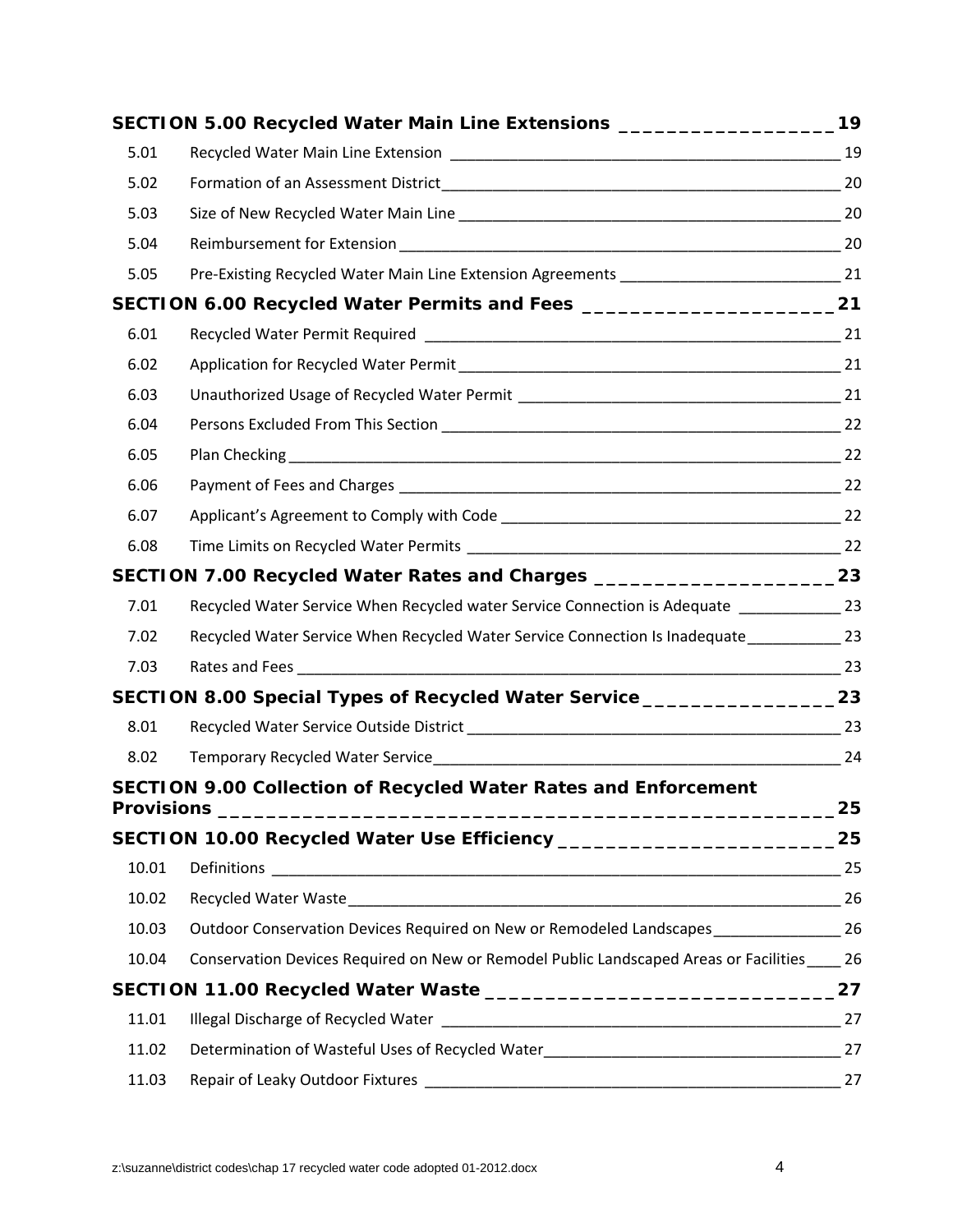**SECTION 5.00 Recycled Water Main Line Extensions ____________________ 19**

| | | |
|---|---|---|
| 5.01 | Recycled Water Main Line Extension | 19 |
| 5.02 | Formation of an Assessment District | 20 |
| 5.03 | Size of New Recycled Water Main Line | 20 |
| 5.04 | Reimbursement for Extension | 20 |
| 5.05 | Pre-Existing Recycled Water Main Line Extension Agreements | 21 |

**SECTION 6.00 Recycled Water Permits and Fees ____________________ 21**

| | | |
|---|---|---|
| 6.01 | Recycled Water Permit Required | 21 |
| 6.02 | Application for Recycled Water Permit | 21 |
| 6.03 | Unauthorized Usage of Recycled Water Permit | 21 |
| 6.04 | Persons Excluded From This Section | 22 |
| 6.05 | Plan Checking | 22 |
| 6.06 | Payment of Fees and Charges | 22 |
| 6.07 | Applicant's Agreement to Comply with Code | 22 |
| 6.08 | Time Limits on Recycled Water Permits | 22 |

**SECTION 7.00 Recycled Water Rates and Charges ____________________ 23**

| | | |
|---|---|---|
| 7.01 | Recycled Water Service When Recycled water Service Connection is Adequate | 23 |
| 7.02 | Recycled Water Service When Recycled Water Service Connection Is Inadequate | 23 |
| 7.03 | Rates and Fees | 23 |

**SECTION 8.00 Special Types of Recycled Water Service ________________ 23**

| | | |
|---|---|---|
| 8.01 | Recycled Water Service Outside District | 23 |
| 8.02 | Temporary Recycled Water Service | 24 |

**SECTION 9.00 Collection of Recycled Water Rates and Enforcement Provisions ____________________ 25**

**SECTION 10.00 Recycled Water Use Efficiency ____________________ 25**

| | | |
|---|---|---|
| 10.01 | Definitions | 25 |
| 10.02 | Recycled Water Waste | 26 |
| 10.03 | Outdoor Conservation Devices Required on New or Remodeled Landscapes | 26 |
| 10.04 | Conservation Devices Required on New or Remodel Public Landscaped Areas or Facilities | 26 |

**SECTION 11.00 Recycled Water Waste ____________________ 27**

| | | |
|---|---|---|
| 11.01 | Illegal Discharge of Recycled Water | 27 |
| 11.02 | Determination of Wasteful Uses of Recycled Water | 27 |
| 11.03 | Repair of Leaky Outdoor Fixtures | 27 |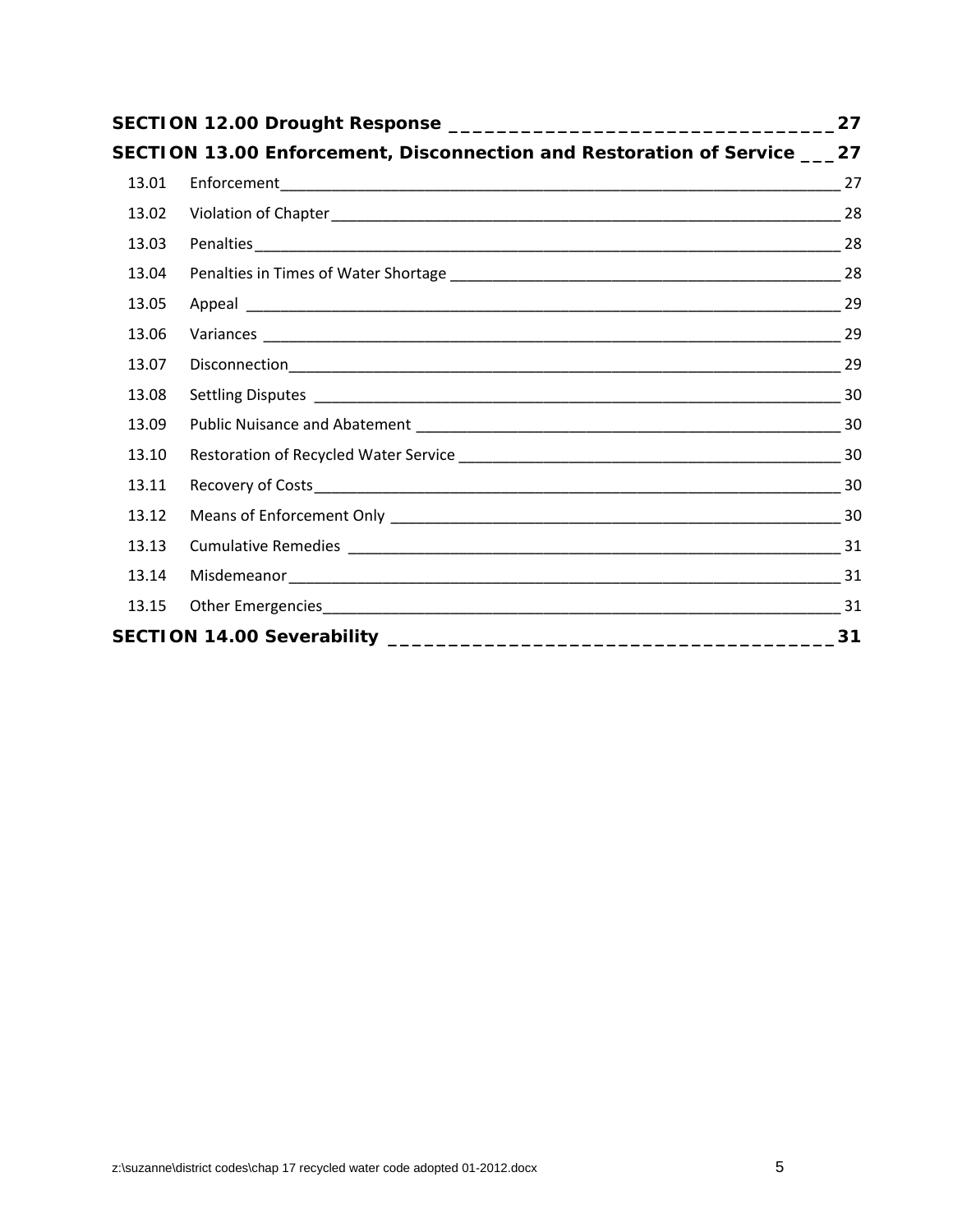**SECTION 12.00 Drought Response** ________________________________ **27**

**SECTION 13.00 Enforcement, Disconnection and Restoration of Service** ___ **27**

| | | |
|---|---|---|
| 13.01 | Enforcement | 27 |
| 13.02 | Violation of Chapter | 28 |
| 13.03 | Penalties | 28 |
| 13.04 | Penalties in Times of Water Shortage | 28 |
| 13.05 | Appeal | 29 |
| 13.06 | Variances | 29 |
| 13.07 | Disconnection | 29 |
| 13.08 | Settling Disputes | 30 |
| 13.09 | Public Nuisance and Abatement | 30 |
| 13.10 | Restoration of Recycled Water Service | 30 |
| 13.11 | Recovery of Costs | 30 |
| 13.12 | Means of Enforcement Only | 30 |
| 13.13 | Cumulative Remedies | 31 |
| 13.14 | Misdemeanor | 31 |
| 13.15 | Other Emergencies | 31 |

**SECTION 14.00 Severability** ___________________________________ **31**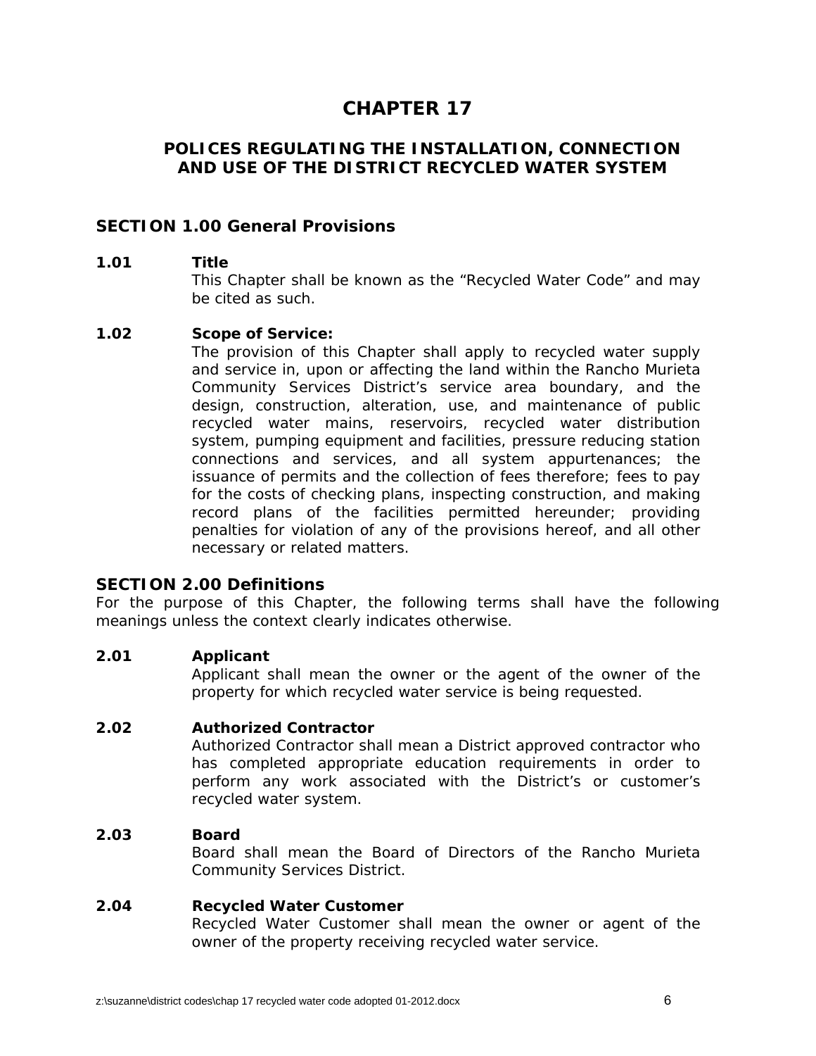# CHAPTER 17

## POLICES REGULATING THE INSTALLATION, CONNECTION AND USE OF THE DISTRICT RECYCLED WATER SYSTEM

### SECTION 1.00 General Provisions

**1.01 Title**

This Chapter shall be known as the "Recycled Water Code" and may be cited as such.

**1.02 Scope of Service:**

The provision of this Chapter shall apply to recycled water supply and service in, upon or affecting the land within the Rancho Murieta Community Services District's service area boundary, and the design, construction, alteration, use, and maintenance of public recycled water mains, reservoirs, recycled water distribution system, pumping equipment and facilities, pressure reducing station connections and services, and all system appurtenances; the issuance of permits and the collection of fees therefore; fees to pay for the costs of checking plans, inspecting construction, and making record plans of the facilities permitted hereunder; providing penalties for violation of any of the provisions hereof, and all other necessary or related matters.

### SECTION 2.00 Definitions

For the purpose of this Chapter, the following terms shall have the following meanings unless the context clearly indicates otherwise.

**2.01 Applicant**

Applicant shall mean the owner or the agent of the owner of the property for which recycled water service is being requested.

**2.02 Authorized Contractor**

Authorized Contractor shall mean a District approved contractor who has completed appropriate education requirements in order to perform any work associated with the District's or customer's recycled water system.

**2.03 Board**

Board shall mean the Board of Directors of the Rancho Murieta Community Services District.

**2.04 Recycled Water Customer**

Recycled Water Customer shall mean the owner or agent of the owner of the property receiving recycled water service.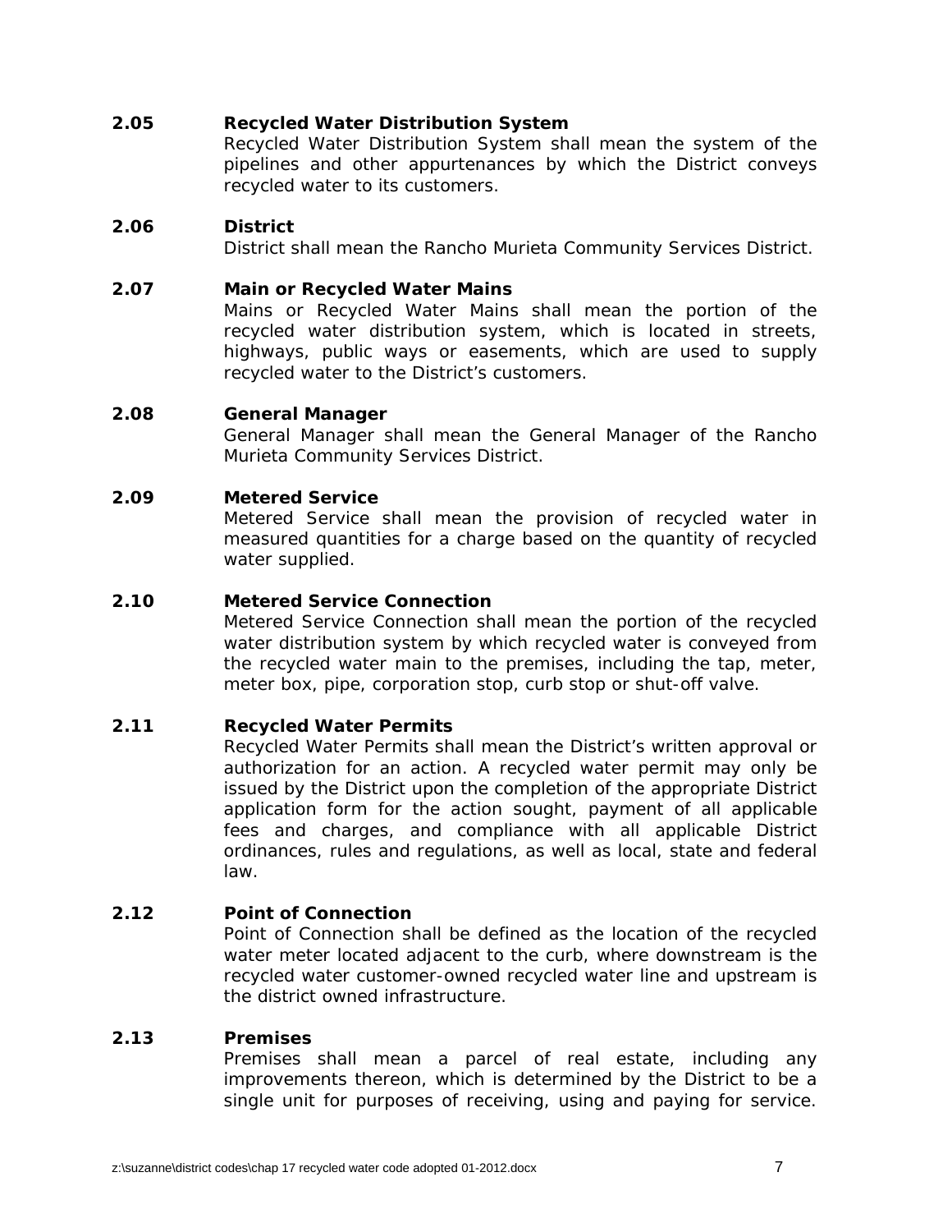**2.05 Recycled Water Distribution System**

Recycled Water Distribution System shall mean the system of the pipelines and other appurtenances by which the District conveys recycled water to its customers.

**2.06 District**

District shall mean the Rancho Murieta Community Services District.

**2.07 Main or Recycled Water Mains**

Mains or Recycled Water Mains shall mean the portion of the recycled water distribution system, which is located in streets, highways, public ways or easements, which are used to supply recycled water to the District's customers.

**2.08 General Manager**

General Manager shall mean the General Manager of the Rancho Murieta Community Services District.

**2.09 Metered Service**

Metered Service shall mean the provision of recycled water in measured quantities for a charge based on the quantity of recycled water supplied.

**2.10 Metered Service Connection**

Metered Service Connection shall mean the portion of the recycled water distribution system by which recycled water is conveyed from the recycled water main to the premises, including the tap, meter, meter box, pipe, corporation stop, curb stop or shut-off valve.

**2.11 Recycled Water Permits**

Recycled Water Permits shall mean the District's written approval or authorization for an action. A recycled water permit may only be issued by the District upon the completion of the appropriate District application form for the action sought, payment of all applicable fees and charges, and compliance with all applicable District ordinances, rules and regulations, as well as local, state and federal law.

**2.12 Point of Connection**

Point of Connection shall be defined as the location of the recycled water meter located adjacent to the curb, where downstream is the recycled water customer-owned recycled water line and upstream is the district owned infrastructure.

**2.13 Premises**

Premises shall mean a parcel of real estate, including any improvements thereon, which is determined by the District to be a single unit for purposes of receiving, using and paying for service.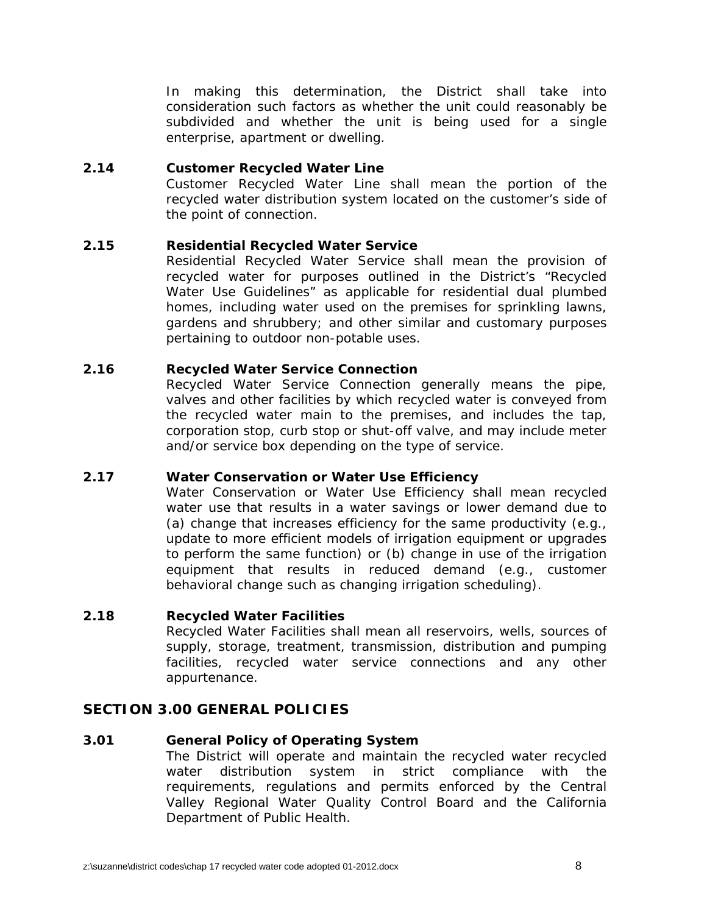In making this determination, the District shall take into consideration such factors as whether the unit could reasonably be subdivided and whether the unit is being used for a single enterprise, apartment or dwelling.

**2.14 Customer Recycled Water Line**

Customer Recycled Water Line shall mean the portion of the recycled water distribution system located on the customer's side of the point of connection.

**2.15 Residential Recycled Water Service**

Residential Recycled Water Service shall mean the provision of recycled water for purposes outlined in the District's "Recycled Water Use Guidelines" as applicable for residential dual plumbed homes, including water used on the premises for sprinkling lawns, gardens and shrubbery; and other similar and customary purposes pertaining to outdoor non-potable uses.

**2.16 Recycled Water Service Connection**

Recycled Water Service Connection generally means the pipe, valves and other facilities by which recycled water is conveyed from the recycled water main to the premises, and includes the tap, corporation stop, curb stop or shut-off valve, and may include meter and/or service box depending on the type of service.

**2.17 Water Conservation or Water Use Efficiency**

Water Conservation or Water Use Efficiency shall mean recycled water use that results in a water savings or lower demand due to (a) change that increases efficiency for the same productivity (e.g., update to more efficient models of irrigation equipment or upgrades to perform the same function) or (b) change in use of the irrigation equipment that results in reduced demand (e.g., customer behavioral change such as changing irrigation scheduling).

**2.18 Recycled Water Facilities**

Recycled Water Facilities shall mean all reservoirs, wells, sources of supply, storage, treatment, transmission, distribution and pumping facilities, recycled water service connections and any other appurtenance.

## SECTION 3.00 GENERAL POLICIES

**3.01 General Policy of Operating System**

The District will operate and maintain the recycled water recycled water distribution system in strict compliance with the requirements, regulations and permits enforced by the Central Valley Regional Water Quality Control Board and the California Department of Public Health.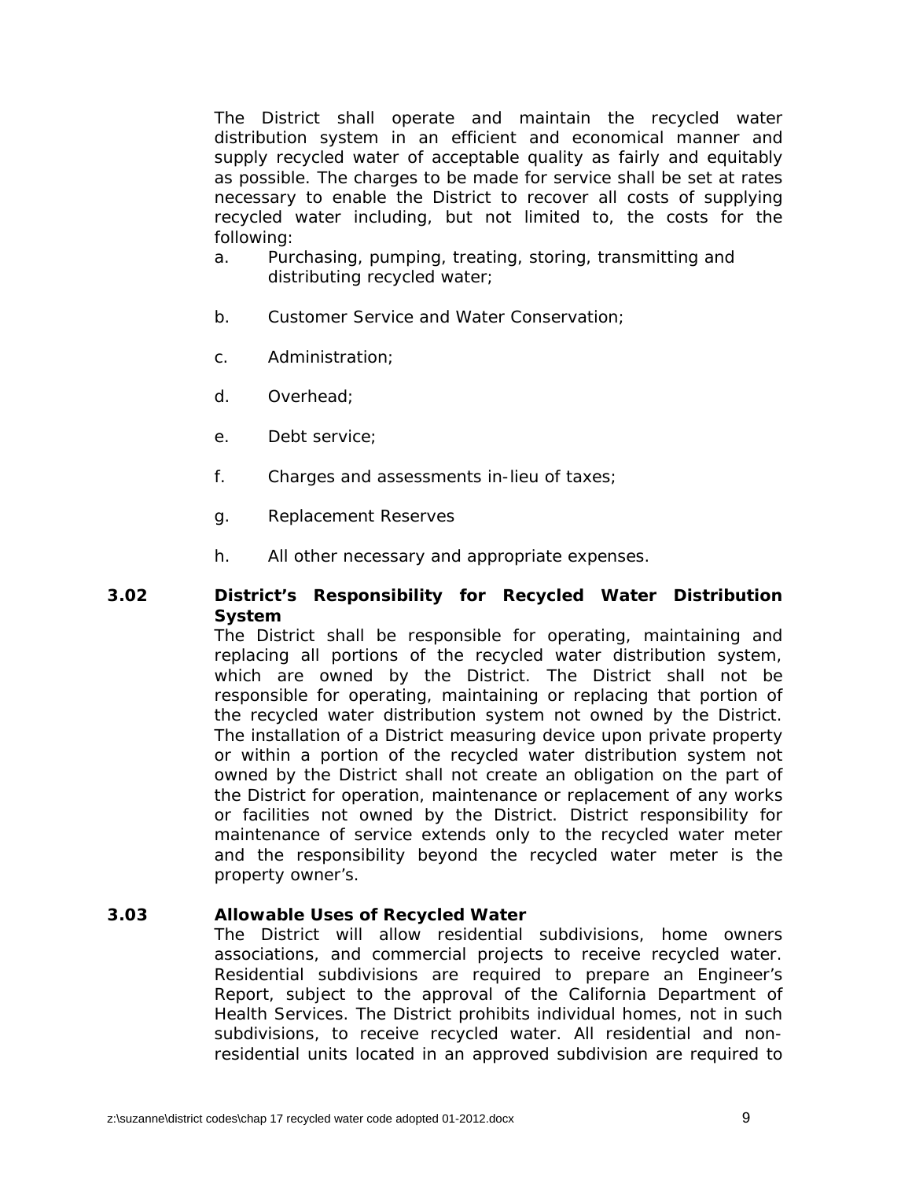The District shall operate and maintain the recycled water distribution system in an efficient and economical manner and supply recycled water of acceptable quality as fairly and equitably as possible. The charges to be made for service shall be set at rates necessary to enable the District to recover all costs of supplying recycled water including, but not limited to, the costs for the following:

a. Purchasing, pumping, treating, storing, transmitting and distributing recycled water;

b. Customer Service and Water Conservation;

c. Administration;

d. Overhead;

e. Debt service;

f. Charges and assessments in-lieu of taxes;

g. Replacement Reserves

h. All other necessary and appropriate expenses.

**3.02 District's Responsibility for Recycled Water Distribution System**

The District shall be responsible for operating, maintaining and replacing all portions of the recycled water distribution system, which are owned by the District. The District shall not be responsible for operating, maintaining or replacing that portion of the recycled water distribution system not owned by the District. The installation of a District measuring device upon private property or within a portion of the recycled water distribution system not owned by the District shall not create an obligation on the part of the District for operation, maintenance or replacement of any works or facilities not owned by the District. District responsibility for maintenance of service extends only to the recycled water meter and the responsibility beyond the recycled water meter is the property owner's.

**3.03 Allowable Uses of Recycled Water**

The District will allow residential subdivisions, home owners associations, and commercial projects to receive recycled water. Residential subdivisions are required to prepare an Engineer's Report, subject to the approval of the California Department of Health Services. The District prohibits individual homes, not in such subdivisions, to receive recycled water. All residential and non-residential units located in an approved subdivision are required to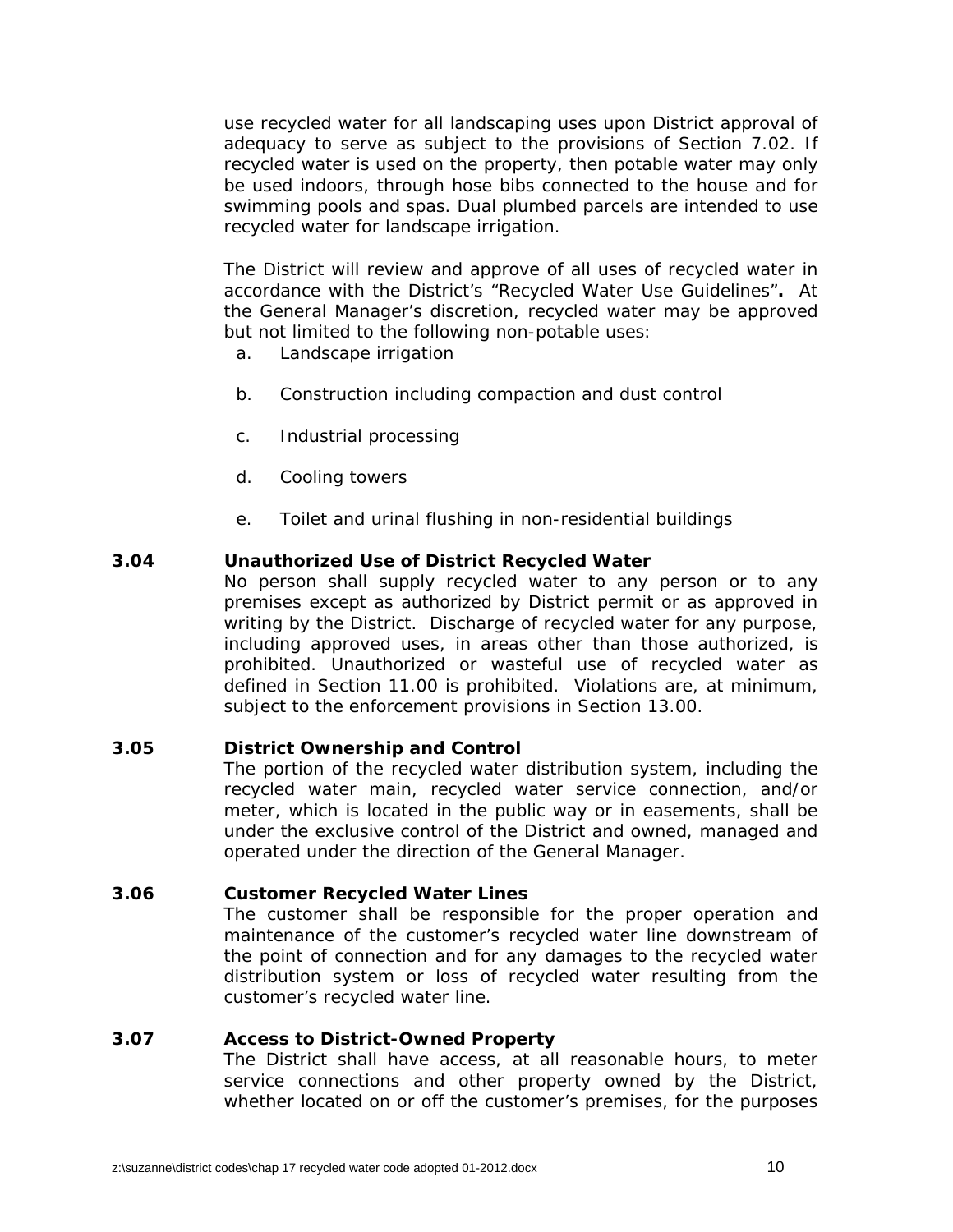use recycled water for all landscaping uses upon District approval of adequacy to serve as subject to the provisions of Section 7.02. If recycled water is used on the property, then potable water may only be used indoors, through hose bibs connected to the house and for swimming pools and spas. Dual plumbed parcels are intended to use recycled water for landscape irrigation.

The District will review and approve of all uses of recycled water in accordance with the District's "Recycled Water Use Guidelines"**.** At the General Manager's discretion, recycled water may be approved but not limited to the following non-potable uses:

a. Landscape irrigation

b. Construction including compaction and dust control

c. Industrial processing

d. Cooling towers

e. Toilet and urinal flushing in non-residential buildings

**3.04 Unauthorized Use of District Recycled Water**

No person shall supply recycled water to any person or to any premises except as authorized by District permit or as approved in writing by the District. Discharge of recycled water for any purpose, including approved uses, in areas other than those authorized, is prohibited. Unauthorized or wasteful use of recycled water as defined in Section 11.00 is prohibited. Violations are, at minimum, subject to the enforcement provisions in Section 13.00.

**3.05 District Ownership and Control**

The portion of the recycled water distribution system, including the recycled water main, recycled water service connection, and/or meter, which is located in the public way or in easements, shall be under the exclusive control of the District and owned, managed and operated under the direction of the General Manager.

**3.06 Customer Recycled Water Lines**

The customer shall be responsible for the proper operation and maintenance of the customer's recycled water line downstream of the point of connection and for any damages to the recycled water distribution system or loss of recycled water resulting from the customer's recycled water line.

**3.07 Access to District-Owned Property**

The District shall have access, at all reasonable hours, to meter service connections and other property owned by the District, whether located on or off the customer's premises, for the purposes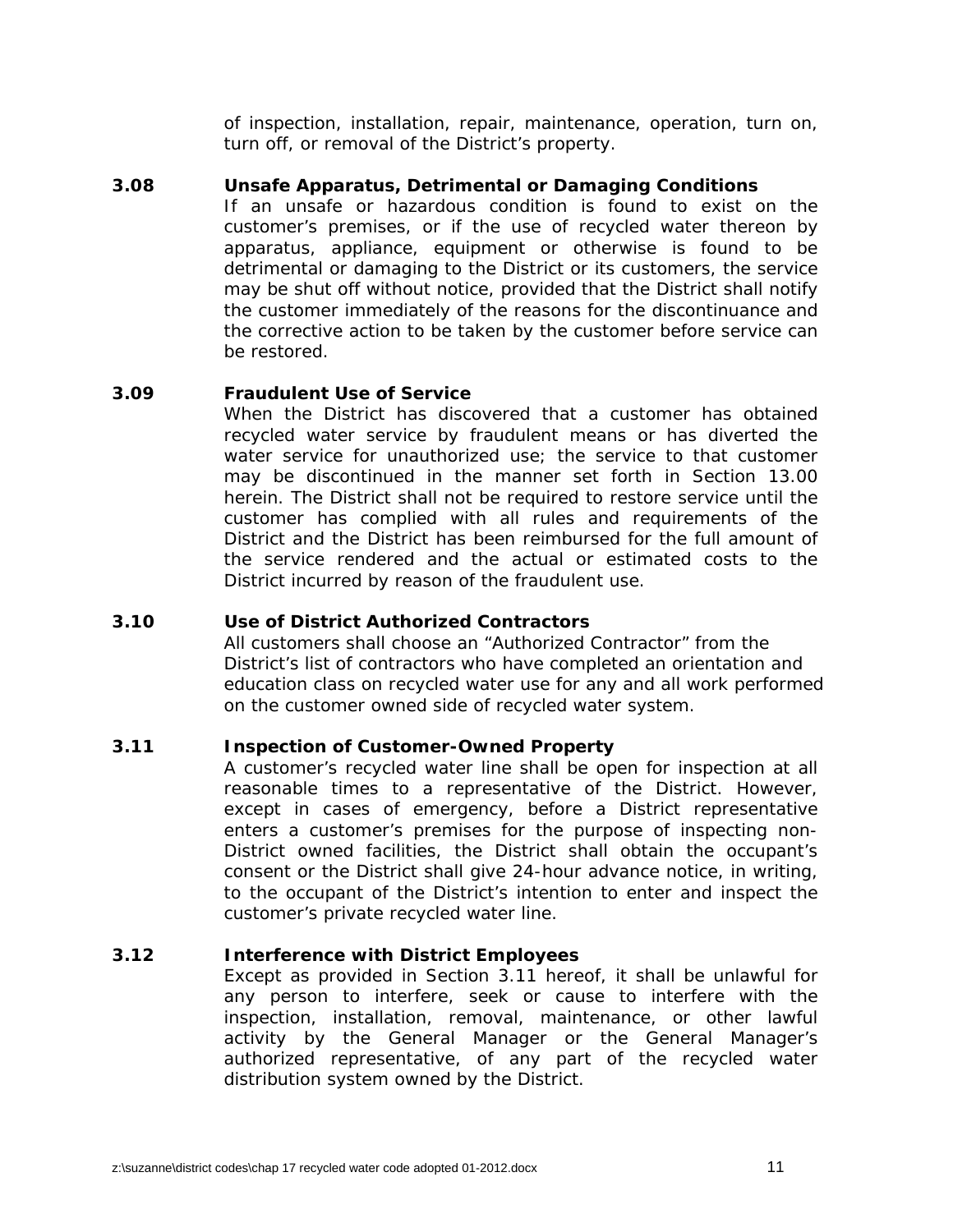of inspection, installation, repair, maintenance, operation, turn on, turn off, or removal of the District's property.

**3.08 Unsafe Apparatus, Detrimental or Damaging Conditions**

If an unsafe or hazardous condition is found to exist on the customer's premises, or if the use of recycled water thereon by apparatus, appliance, equipment or otherwise is found to be detrimental or damaging to the District or its customers, the service may be shut off without notice, provided that the District shall notify the customer immediately of the reasons for the discontinuance and the corrective action to be taken by the customer before service can be restored.

**3.09 Fraudulent Use of Service**

When the District has discovered that a customer has obtained recycled water service by fraudulent means or has diverted the water service for unauthorized use; the service to that customer may be discontinued in the manner set forth in Section 13.00 herein. The District shall not be required to restore service until the customer has complied with all rules and requirements of the District and the District has been reimbursed for the full amount of the service rendered and the actual or estimated costs to the District incurred by reason of the fraudulent use.

**3.10 Use of District Authorized Contractors**

All customers shall choose an "Authorized Contractor" from the District's list of contractors who have completed an orientation and education class on recycled water use for any and all work performed on the customer owned side of recycled water system.

**3.11 Inspection of Customer-Owned Property**

A customer's recycled water line shall be open for inspection at all reasonable times to a representative of the District. However, except in cases of emergency, before a District representative enters a customer's premises for the purpose of inspecting non-District owned facilities, the District shall obtain the occupant's consent or the District shall give 24-hour advance notice, in writing, to the occupant of the District's intention to enter and inspect the customer's private recycled water line.

**3.12 Interference with District Employees**

Except as provided in Section 3.11 hereof, it shall be unlawful for any person to interfere, seek or cause to interfere with the inspection, installation, removal, maintenance, or other lawful activity by the General Manager or the General Manager's authorized representative, of any part of the recycled water distribution system owned by the District.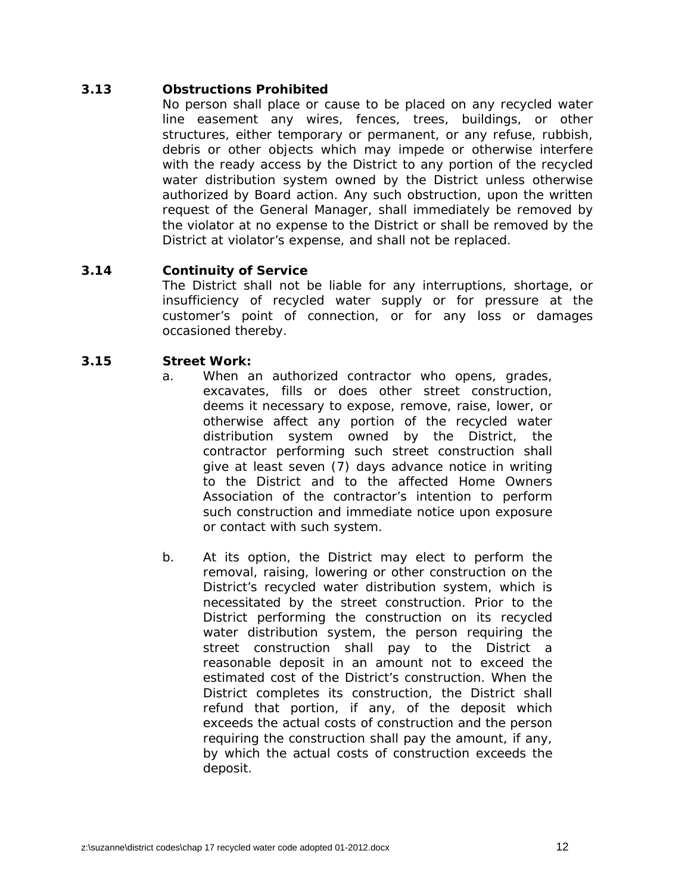### 3.13 Obstructions Prohibited

No person shall place or cause to be placed on any recycled water line easement any wires, fences, trees, buildings, or other structures, either temporary or permanent, or any refuse, rubbish, debris or other objects which may impede or otherwise interfere with the ready access by the District to any portion of the recycled water distribution system owned by the District unless otherwise authorized by Board action. Any such obstruction, upon the written request of the General Manager, shall immediately be removed by the violator at no expense to the District or shall be removed by the District at violator's expense, and shall not be replaced.

### 3.14 Continuity of Service

The District shall not be liable for any interruptions, shortage, or insufficiency of recycled water supply or for pressure at the customer's point of connection, or for any loss or damages occasioned thereby.

### 3.15 Street Work:

a. When an authorized contractor who opens, grades, excavates, fills or does other street construction, deems it necessary to expose, remove, raise, lower, or otherwise affect any portion of the recycled water distribution system owned by the District, the contractor performing such street construction shall give at least seven (7) days advance notice in writing to the District and to the affected Home Owners Association of the contractor's intention to perform such construction and immediate notice upon exposure or contact with such system.

b. At its option, the District may elect to perform the removal, raising, lowering or other construction on the District's recycled water distribution system, which is necessitated by the street construction. Prior to the District performing the construction on its recycled water distribution system, the person requiring the street construction shall pay to the District a reasonable deposit in an amount not to exceed the estimated cost of the District's construction. When the District completes its construction, the District shall refund that portion, if any, of the deposit which exceeds the actual costs of construction and the person requiring the construction shall pay the amount, if any, by which the actual costs of construction exceeds the deposit.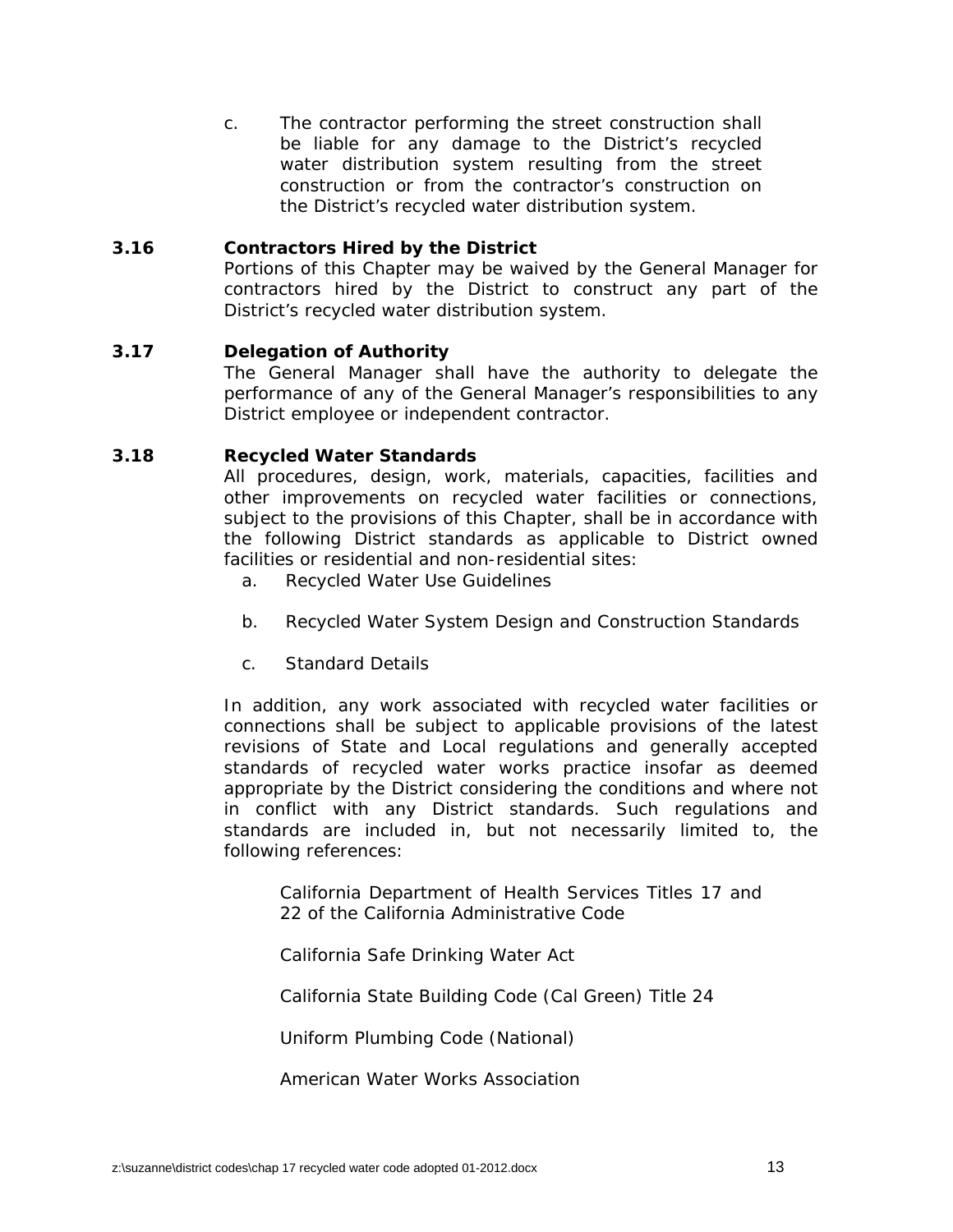c. The contractor performing the street construction shall be liable for any damage to the District's recycled water distribution system resulting from the street construction or from the contractor's construction on the District's recycled water distribution system.

**3.16 Contractors Hired by the District**

Portions of this Chapter may be waived by the General Manager for contractors hired by the District to construct any part of the District's recycled water distribution system.

**3.17 Delegation of Authority**

The General Manager shall have the authority to delegate the performance of any of the General Manager's responsibilities to any District employee or independent contractor.

**3.18 Recycled Water Standards**

All procedures, design, work, materials, capacities, facilities and other improvements on recycled water facilities or connections, subject to the provisions of this Chapter, shall be in accordance with the following District standards as applicable to District owned facilities or residential and non-residential sites:

a. Recycled Water Use Guidelines

b. Recycled Water System Design and Construction Standards

c. Standard Details

In addition, any work associated with recycled water facilities or connections shall be subject to applicable provisions of the latest revisions of State and Local regulations and generally accepted standards of recycled water works practice insofar as deemed appropriate by the District considering the conditions and where not in conflict with any District standards. Such regulations and standards are included in, but not necessarily limited to, the following references:

California Department of Health Services Titles 17 and 22 of the California Administrative Code

California Safe Drinking Water Act

California State Building Code (Cal Green) Title 24

Uniform Plumbing Code (National)

American Water Works Association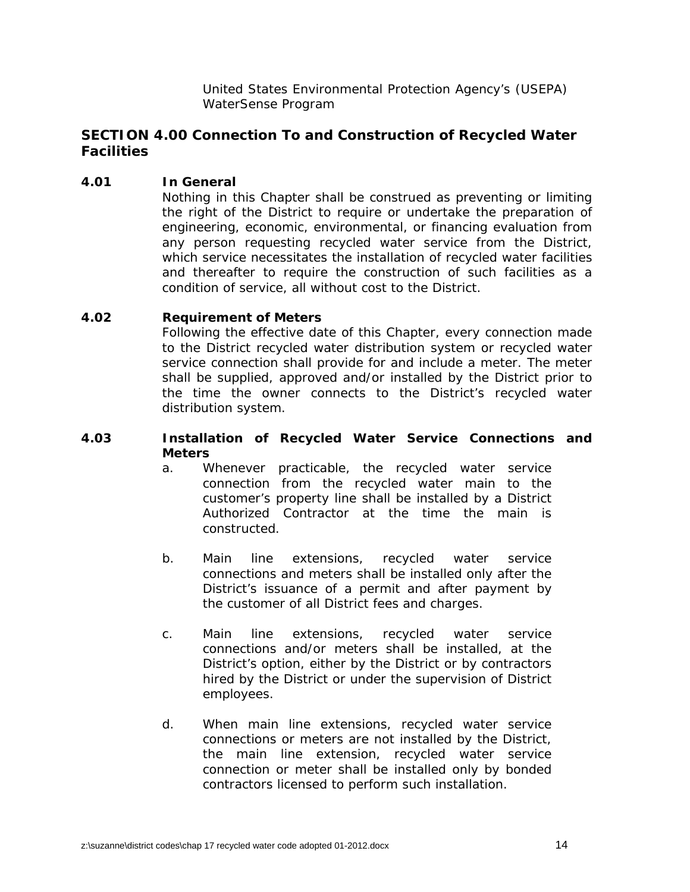United States Environmental Protection Agency's (USEPA) WaterSense Program

## SECTION 4.00 Connection To and Construction of Recycled Water Facilities

### 4.01 In General

Nothing in this Chapter shall be construed as preventing or limiting the right of the District to require or undertake the preparation of engineering, economic, environmental, or financing evaluation from any person requesting recycled water service from the District, which service necessitates the installation of recycled water facilities and thereafter to require the construction of such facilities as a condition of service, all without cost to the District.

### 4.02 Requirement of Meters

Following the effective date of this Chapter, every connection made to the District recycled water distribution system or recycled water service connection shall provide for and include a meter. The meter shall be supplied, approved and/or installed by the District prior to the time the owner connects to the District's recycled water distribution system.

### 4.03 Installation of Recycled Water Service Connections and Meters

a. Whenever practicable, the recycled water service connection from the recycled water main to the customer's property line shall be installed by a District Authorized Contractor at the time the main is constructed.

b. Main line extensions, recycled water service connections and meters shall be installed only after the District's issuance of a permit and after payment by the customer of all District fees and charges.

c. Main line extensions, recycled water service connections and/or meters shall be installed, at the District's option, either by the District or by contractors hired by the District or under the supervision of District employees.

d. When main line extensions, recycled water service connections or meters are not installed by the District, the main line extension, recycled water service connection or meter shall be installed only by bonded contractors licensed to perform such installation.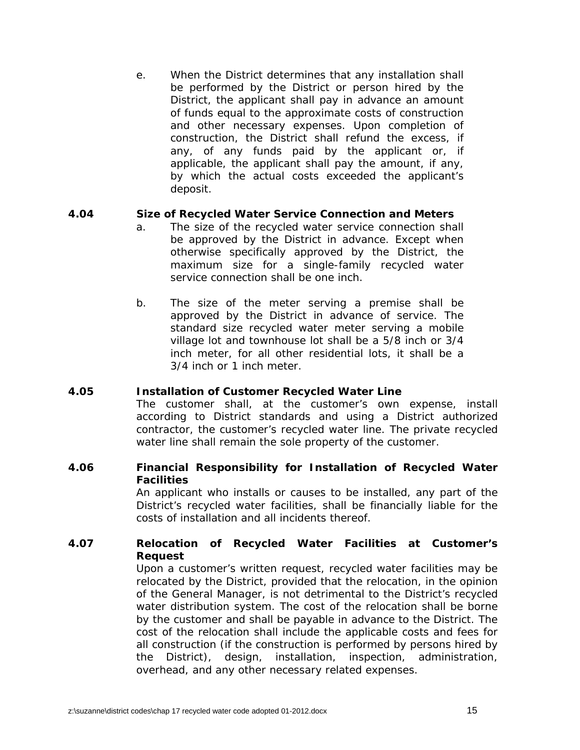e. When the District determines that any installation shall be performed by the District or person hired by the District, the applicant shall pay in advance an amount of funds equal to the approximate costs of construction and other necessary expenses. Upon completion of construction, the District shall refund the excess, if any, of any funds paid by the applicant or, if applicable, the applicant shall pay the amount, if any, by which the actual costs exceeded the applicant's deposit.

**4.04 Size of Recycled Water Service Connection and Meters**

a. The size of the recycled water service connection shall be approved by the District in advance. Except when otherwise specifically approved by the District, the maximum size for a single-family recycled water service connection shall be one inch.

b. The size of the meter serving a premise shall be approved by the District in advance of service. The standard size recycled water meter serving a mobile village lot and townhouse lot shall be a 5/8 inch or 3/4 inch meter, for all other residential lots, it shall be a 3/4 inch or 1 inch meter.

**4.05 Installation of Customer Recycled Water Line**

The customer shall, at the customer's own expense, install according to District standards and using a District authorized contractor, the customer's recycled water line. The private recycled water line shall remain the sole property of the customer.

**4.06 Financial Responsibility for Installation of Recycled Water Facilities**

An applicant who installs or causes to be installed, any part of the District's recycled water facilities, shall be financially liable for the costs of installation and all incidents thereof.

**4.07 Relocation of Recycled Water Facilities at Customer's Request**

Upon a customer's written request, recycled water facilities may be relocated by the District, provided that the relocation, in the opinion of the General Manager, is not detrimental to the District's recycled water distribution system. The cost of the relocation shall be borne by the customer and shall be payable in advance to the District. The cost of the relocation shall include the applicable costs and fees for all construction (if the construction is performed by persons hired by the District), design, installation, inspection, administration, overhead, and any other necessary related expenses.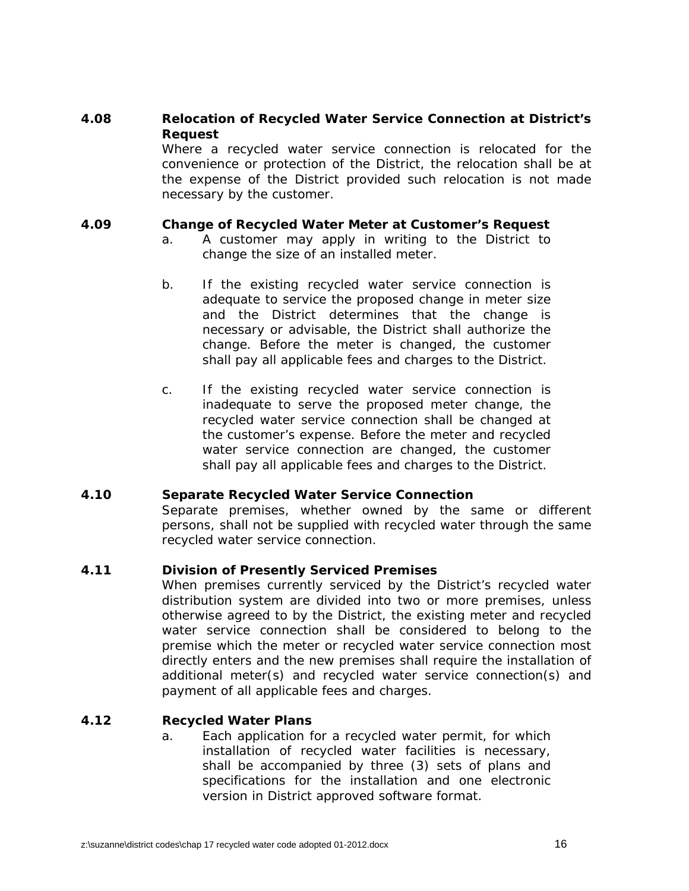**4.08 Relocation of Recycled Water Service Connection at District's Request**

Where a recycled water service connection is relocated for the convenience or protection of the District, the relocation shall be at the expense of the District provided such relocation is not made necessary by the customer.

**4.09 Change of Recycled Water Meter at Customer's Request**

a. A customer may apply in writing to the District to change the size of an installed meter.

b. If the existing recycled water service connection is adequate to service the proposed change in meter size and the District determines that the change is necessary or advisable, the District shall authorize the change. Before the meter is changed, the customer shall pay all applicable fees and charges to the District.

c. If the existing recycled water service connection is inadequate to serve the proposed meter change, the recycled water service connection shall be changed at the customer's expense. Before the meter and recycled water service connection are changed, the customer shall pay all applicable fees and charges to the District.

**4.10 Separate Recycled Water Service Connection**

Separate premises, whether owned by the same or different persons, shall not be supplied with recycled water through the same recycled water service connection.

**4.11 Division of Presently Serviced Premises**

When premises currently serviced by the District's recycled water distribution system are divided into two or more premises, unless otherwise agreed to by the District, the existing meter and recycled water service connection shall be considered to belong to the premise which the meter or recycled water service connection most directly enters and the new premises shall require the installation of additional meter(s) and recycled water service connection(s) and payment of all applicable fees and charges.

**4.12 Recycled Water Plans**

a. Each application for a recycled water permit, for which installation of recycled water facilities is necessary, shall be accompanied by three (3) sets of plans and specifications for the installation and one electronic version in District approved software format.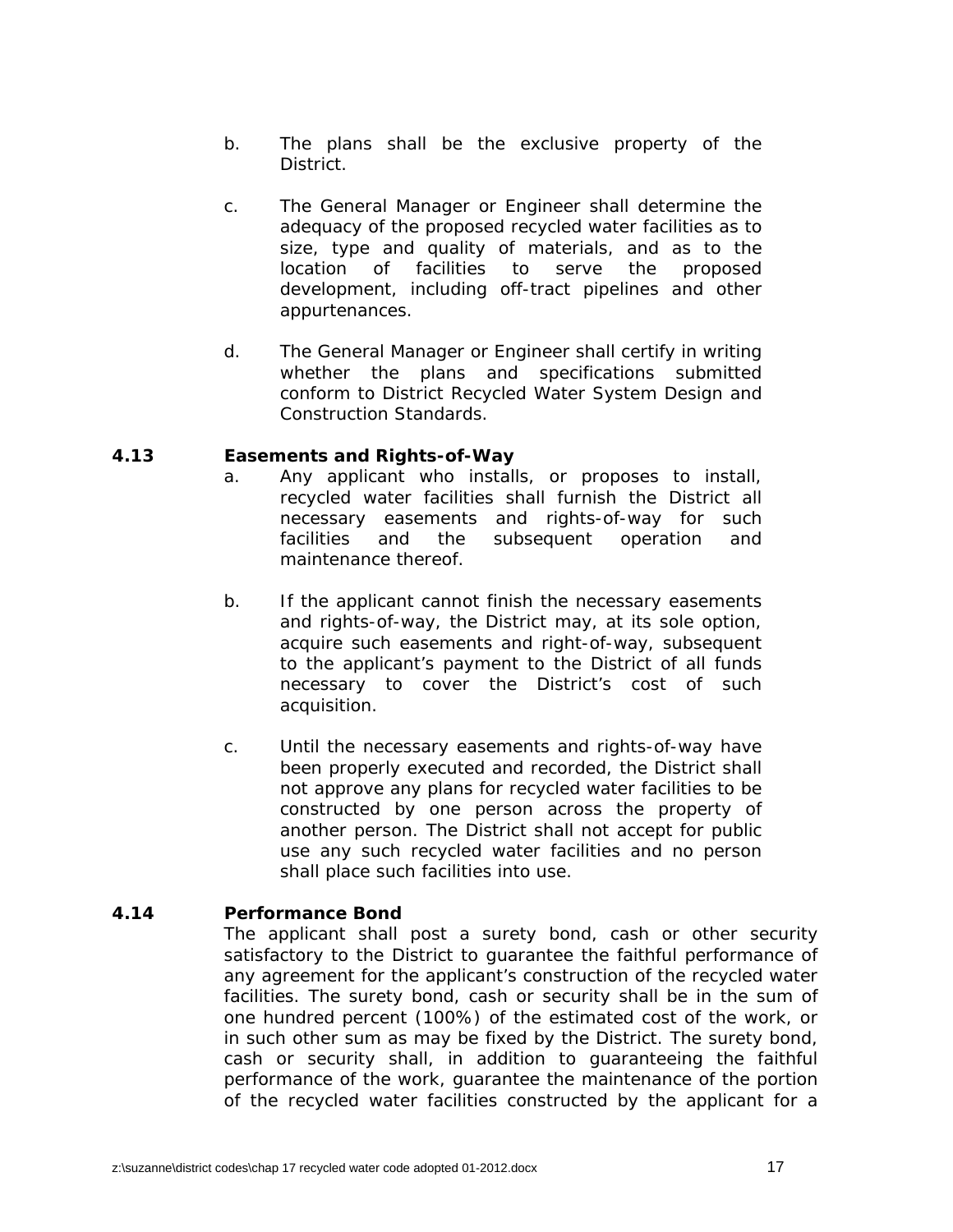b. The plans shall be the exclusive property of the District.

c. The General Manager or Engineer shall determine the adequacy of the proposed recycled water facilities as to size, type and quality of materials, and as to the location of facilities to serve the proposed development, including off-tract pipelines and other appurtenances.

d. The General Manager or Engineer shall certify in writing whether the plans and specifications submitted conform to District Recycled Water System Design and Construction Standards.

**4.13 Easements and Rights-of-Way**

a. Any applicant who installs, or proposes to install, recycled water facilities shall furnish the District all necessary easements and rights-of-way for such facilities and the subsequent operation and maintenance thereof.

b. If the applicant cannot finish the necessary easements and rights-of-way, the District may, at its sole option, acquire such easements and right-of-way, subsequent to the applicant's payment to the District of all funds necessary to cover the District's cost of such acquisition.

c. Until the necessary easements and rights-of-way have been properly executed and recorded, the District shall not approve any plans for recycled water facilities to be constructed by one person across the property of another person. The District shall not accept for public use any such recycled water facilities and no person shall place such facilities into use.

**4.14 Performance Bond**

The applicant shall post a surety bond, cash or other security satisfactory to the District to guarantee the faithful performance of any agreement for the applicant's construction of the recycled water facilities. The surety bond, cash or security shall be in the sum of one hundred percent (100%) of the estimated cost of the work, or in such other sum as may be fixed by the District. The surety bond, cash or security shall, in addition to guaranteeing the faithful performance of the work, guarantee the maintenance of the portion of the recycled water facilities constructed by the applicant for a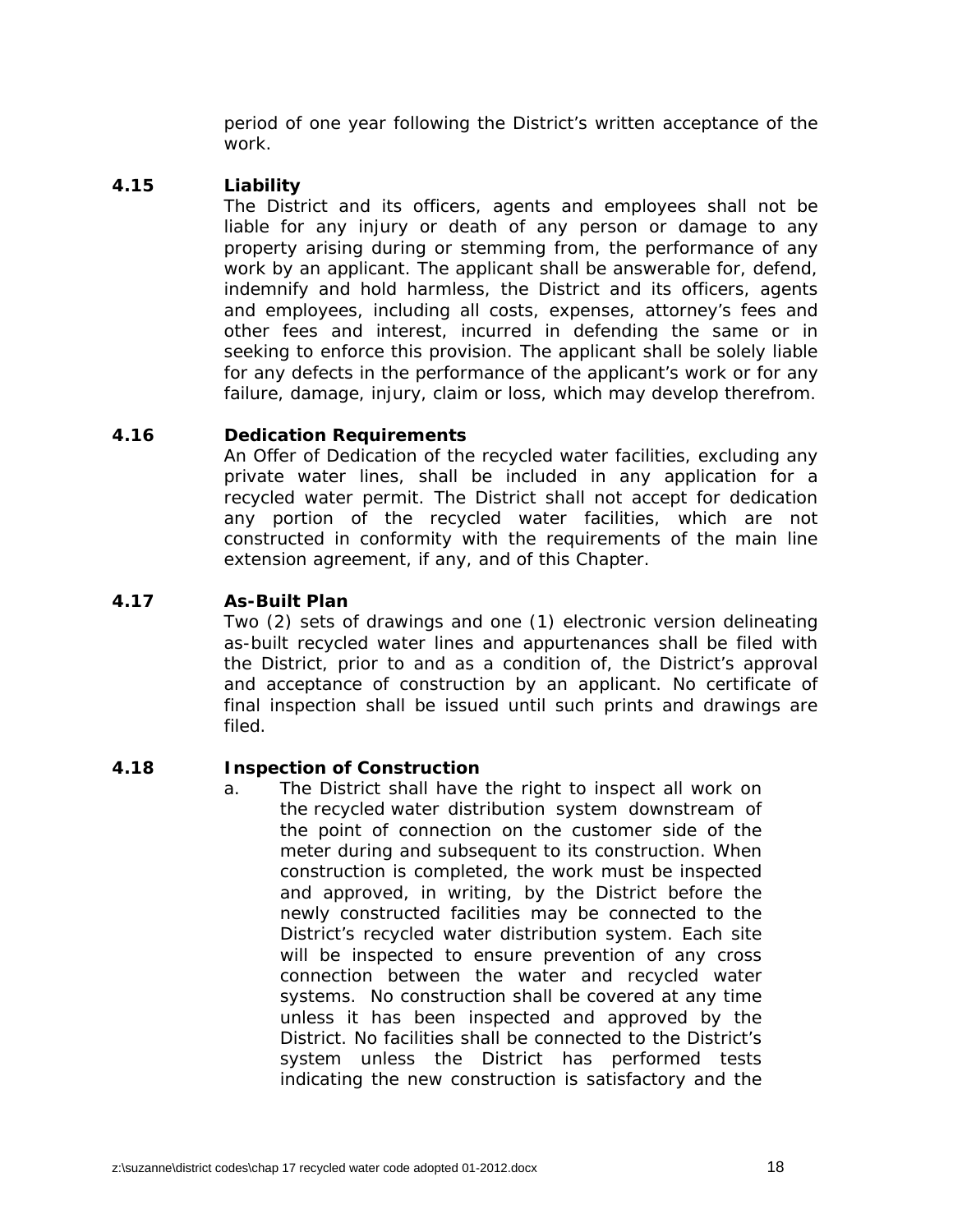period of one year following the District's written acceptance of the work.

### 4.15 Liability

The District and its officers, agents and employees shall not be liable for any injury or death of any person or damage to any property arising during or stemming from, the performance of any work by an applicant. The applicant shall be answerable for, defend, indemnify and hold harmless, the District and its officers, agents and employees, including all costs, expenses, attorney's fees and other fees and interest, incurred in defending the same or in seeking to enforce this provision. The applicant shall be solely liable for any defects in the performance of the applicant's work or for any failure, damage, injury, claim or loss, which may develop therefrom.

### 4.16 Dedication Requirements

An Offer of Dedication of the recycled water facilities, excluding any private water lines, shall be included in any application for a recycled water permit. The District shall not accept for dedication any portion of the recycled water facilities, which are not constructed in conformity with the requirements of the main line extension agreement, if any, and of this Chapter.

### 4.17 As-Built Plan

Two (2) sets of drawings and one (1) electronic version delineating as-built recycled water lines and appurtenances shall be filed with the District, prior to and as a condition of, the District's approval and acceptance of construction by an applicant. No certificate of final inspection shall be issued until such prints and drawings are filed.

### 4.18 Inspection of Construction

a. The District shall have the right to inspect all work on the recycled water distribution system downstream of the point of connection on the customer side of the meter during and subsequent to its construction. When construction is completed, the work must be inspected and approved, in writing, by the District before the newly constructed facilities may be connected to the District's recycled water distribution system. Each site will be inspected to ensure prevention of any cross connection between the water and recycled water systems. No construction shall be covered at any time unless it has been inspected and approved by the District. No facilities shall be connected to the District's system unless the District has performed tests indicating the new construction is satisfactory and the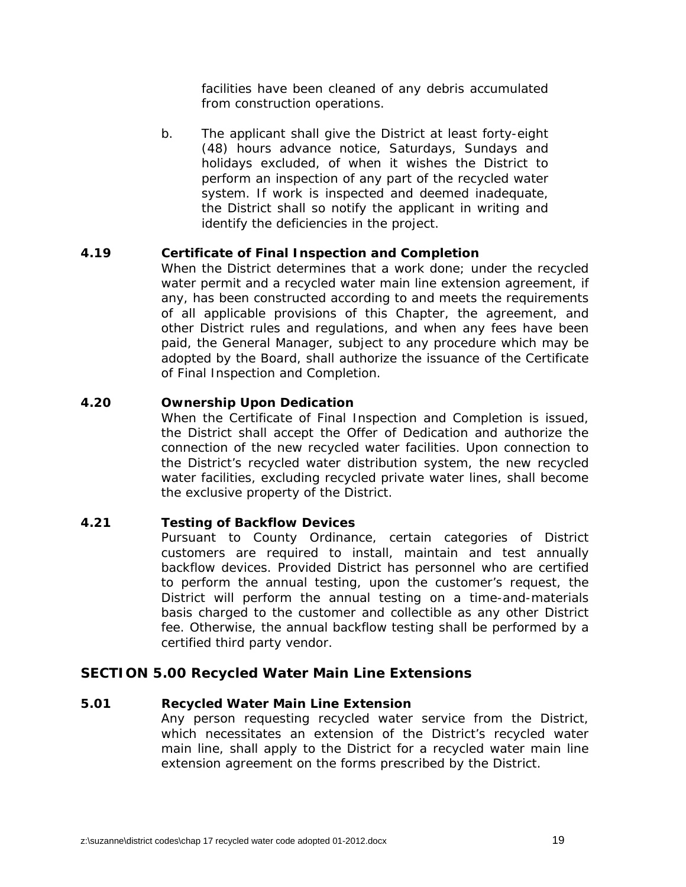facilities have been cleaned of any debris accumulated from construction operations.

b. The applicant shall give the District at least forty-eight (48) hours advance notice, Saturdays, Sundays and holidays excluded, of when it wishes the District to perform an inspection of any part of the recycled water system. If work is inspected and deemed inadequate, the District shall so notify the applicant in writing and identify the deficiencies in the project.

**4.19 Certificate of Final Inspection and Completion**

When the District determines that a work done; under the recycled water permit and a recycled water main line extension agreement, if any, has been constructed according to and meets the requirements of all applicable provisions of this Chapter, the agreement, and other District rules and regulations, and when any fees have been paid, the General Manager, subject to any procedure which may be adopted by the Board, shall authorize the issuance of the Certificate of Final Inspection and Completion.

**4.20 Ownership Upon Dedication**

When the Certificate of Final Inspection and Completion is issued, the District shall accept the Offer of Dedication and authorize the connection of the new recycled water facilities. Upon connection to the District's recycled water distribution system, the new recycled water facilities, excluding recycled private water lines, shall become the exclusive property of the District.

**4.21 Testing of Backflow Devices**

Pursuant to County Ordinance, certain categories of District customers are required to install, maintain and test annually backflow devices. Provided District has personnel who are certified to perform the annual testing, upon the customer's request, the District will perform the annual testing on a time-and-materials basis charged to the customer and collectible as any other District fee. Otherwise, the annual backflow testing shall be performed by a certified third party vendor.

## SECTION 5.00 Recycled Water Main Line Extensions

**5.01 Recycled Water Main Line Extension**

Any person requesting recycled water service from the District, which necessitates an extension of the District's recycled water main line, shall apply to the District for a recycled water main line extension agreement on the forms prescribed by the District.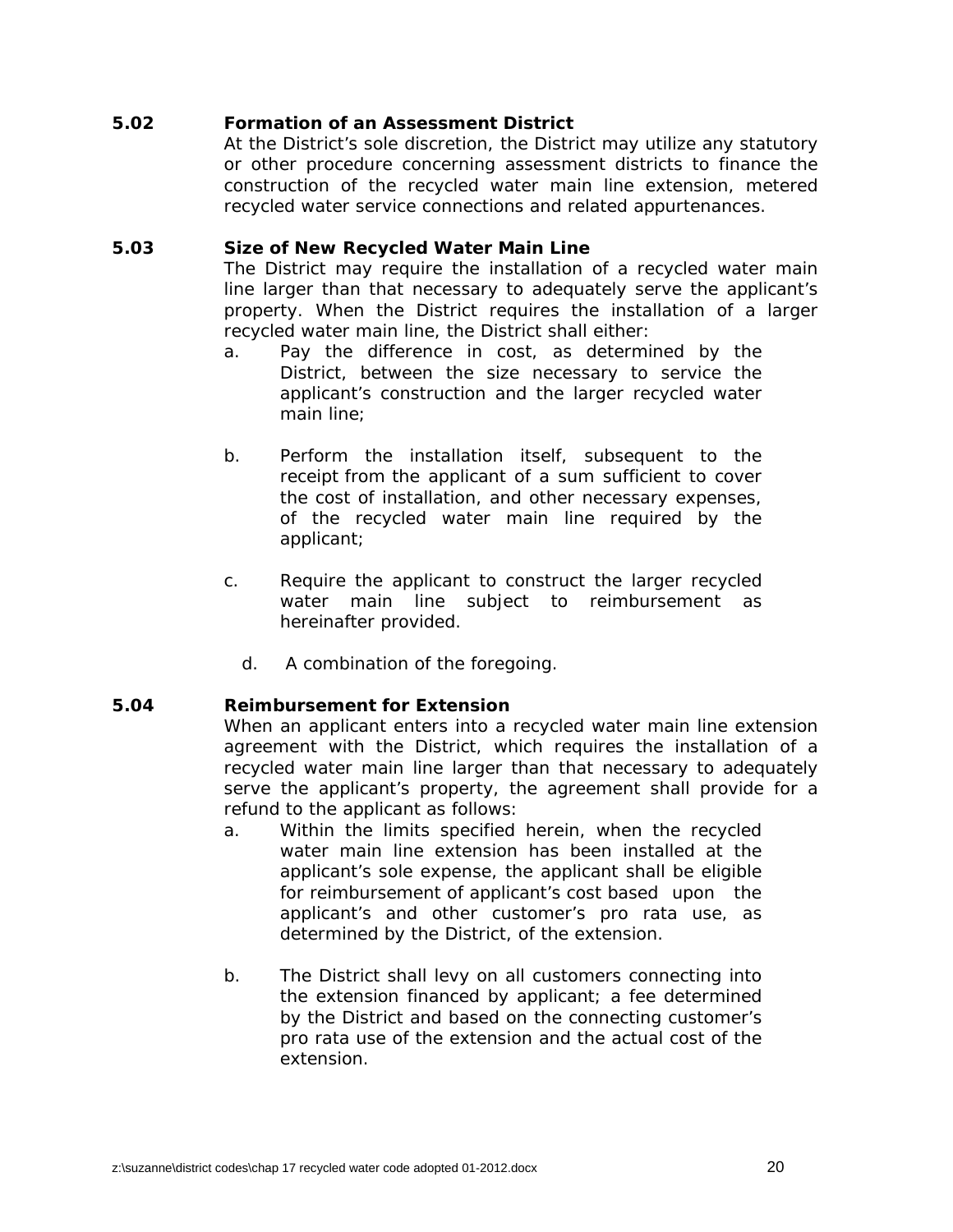**5.02 Formation of an Assessment District**

At the District's sole discretion, the District may utilize any statutory or other procedure concerning assessment districts to finance the construction of the recycled water main line extension, metered recycled water service connections and related appurtenances.

**5.03 Size of New Recycled Water Main Line**

The District may require the installation of a recycled water main line larger than that necessary to adequately serve the applicant's property. When the District requires the installation of a larger recycled water main line, the District shall either:

a. Pay the difference in cost, as determined by the District, between the size necessary to service the applicant's construction and the larger recycled water main line;

b. Perform the installation itself, subsequent to the receipt from the applicant of a sum sufficient to cover the cost of installation, and other necessary expenses, of the recycled water main line required by the applicant;

c. Require the applicant to construct the larger recycled water main line subject to reimbursement as hereinafter provided.

d. A combination of the foregoing.

**5.04 Reimbursement for Extension**

When an applicant enters into a recycled water main line extension agreement with the District, which requires the installation of a recycled water main line larger than that necessary to adequately serve the applicant's property, the agreement shall provide for a refund to the applicant as follows:

a. Within the limits specified herein, when the recycled water main line extension has been installed at the applicant's sole expense, the applicant shall be eligible for reimbursement of applicant's cost based upon the applicant's and other customer's pro rata use, as determined by the District, of the extension.

b. The District shall levy on all customers connecting into the extension financed by applicant; a fee determined by the District and based on the connecting customer's pro rata use of the extension and the actual cost of the extension.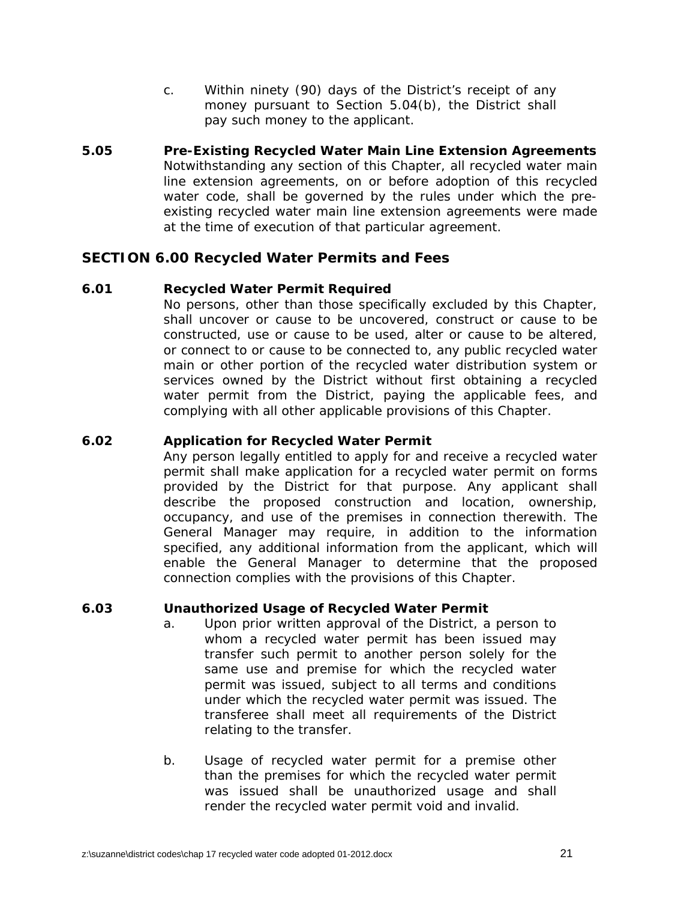c. Within ninety (90) days of the District's receipt of any money pursuant to Section 5.04(b), the District shall pay such money to the applicant.

**5.05 Pre-Existing Recycled Water Main Line Extension Agreements**

Notwithstanding any section of this Chapter, all recycled water main line extension agreements, on or before adoption of this recycled water code, shall be governed by the rules under which the pre-existing recycled water main line extension agreements were made at the time of execution of that particular agreement.

## SECTION 6.00 Recycled Water Permits and Fees

**6.01 Recycled Water Permit Required**

No persons, other than those specifically excluded by this Chapter, shall uncover or cause to be uncovered, construct or cause to be constructed, use or cause to be used, alter or cause to be altered, or connect to or cause to be connected to, any public recycled water main or other portion of the recycled water distribution system or services owned by the District without first obtaining a recycled water permit from the District, paying the applicable fees, and complying with all other applicable provisions of this Chapter.

**6.02 Application for Recycled Water Permit**

Any person legally entitled to apply for and receive a recycled water permit shall make application for a recycled water permit on forms provided by the District for that purpose. Any applicant shall describe the proposed construction and location, ownership, occupancy, and use of the premises in connection therewith. The General Manager may require, in addition to the information specified, any additional information from the applicant, which will enable the General Manager to determine that the proposed connection complies with the provisions of this Chapter.

**6.03 Unauthorized Usage of Recycled Water Permit**

a. Upon prior written approval of the District, a person to whom a recycled water permit has been issued may transfer such permit to another person solely for the same use and premise for which the recycled water permit was issued, subject to all terms and conditions under which the recycled water permit was issued. The transferee shall meet all requirements of the District relating to the transfer.

b. Usage of recycled water permit for a premise other than the premises for which the recycled water permit was issued shall be unauthorized usage and shall render the recycled water permit void and invalid.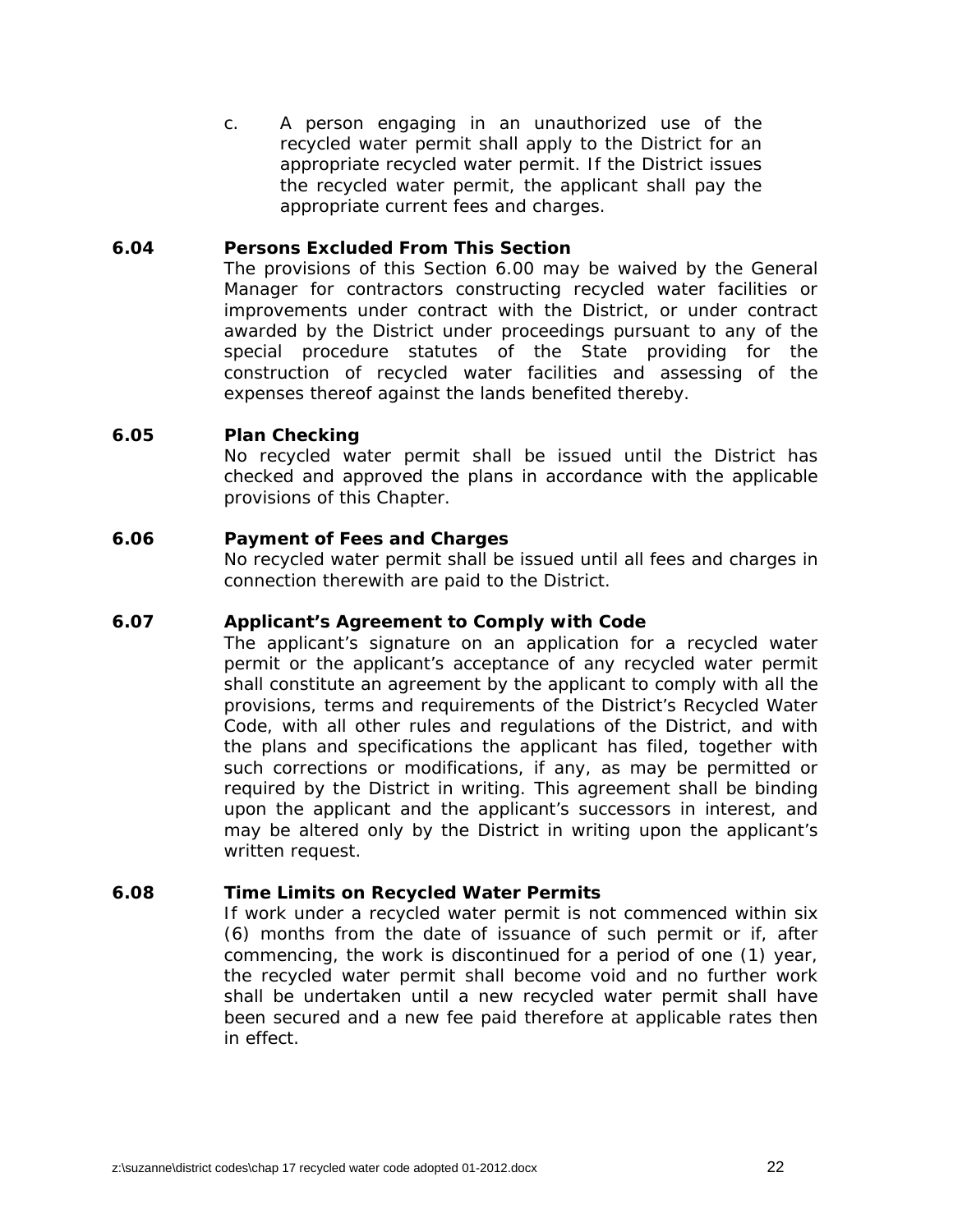c. A person engaging in an unauthorized use of the recycled water permit shall apply to the District for an appropriate recycled water permit. If the District issues the recycled water permit, the applicant shall pay the appropriate current fees and charges.

**6.04 Persons Excluded From This Section**

The provisions of this Section 6.00 may be waived by the General Manager for contractors constructing recycled water facilities or improvements under contract with the District, or under contract awarded by the District under proceedings pursuant to any of the special procedure statutes of the State providing for the construction of recycled water facilities and assessing of the expenses thereof against the lands benefited thereby.

**6.05 Plan Checking**

No recycled water permit shall be issued until the District has checked and approved the plans in accordance with the applicable provisions of this Chapter.

**6.06 Payment of Fees and Charges**

No recycled water permit shall be issued until all fees and charges in connection therewith are paid to the District.

**6.07 Applicant's Agreement to Comply with Code**

The applicant's signature on an application for a recycled water permit or the applicant's acceptance of any recycled water permit shall constitute an agreement by the applicant to comply with all the provisions, terms and requirements of the District's Recycled Water Code, with all other rules and regulations of the District, and with the plans and specifications the applicant has filed, together with such corrections or modifications, if any, as may be permitted or required by the District in writing. This agreement shall be binding upon the applicant and the applicant's successors in interest, and may be altered only by the District in writing upon the applicant's written request.

**6.08 Time Limits on Recycled Water Permits**

If work under a recycled water permit is not commenced within six (6) months from the date of issuance of such permit or if, after commencing, the work is discontinued for a period of one (1) year, the recycled water permit shall become void and no further work shall be undertaken until a new recycled water permit shall have been secured and a new fee paid therefore at applicable rates then in effect.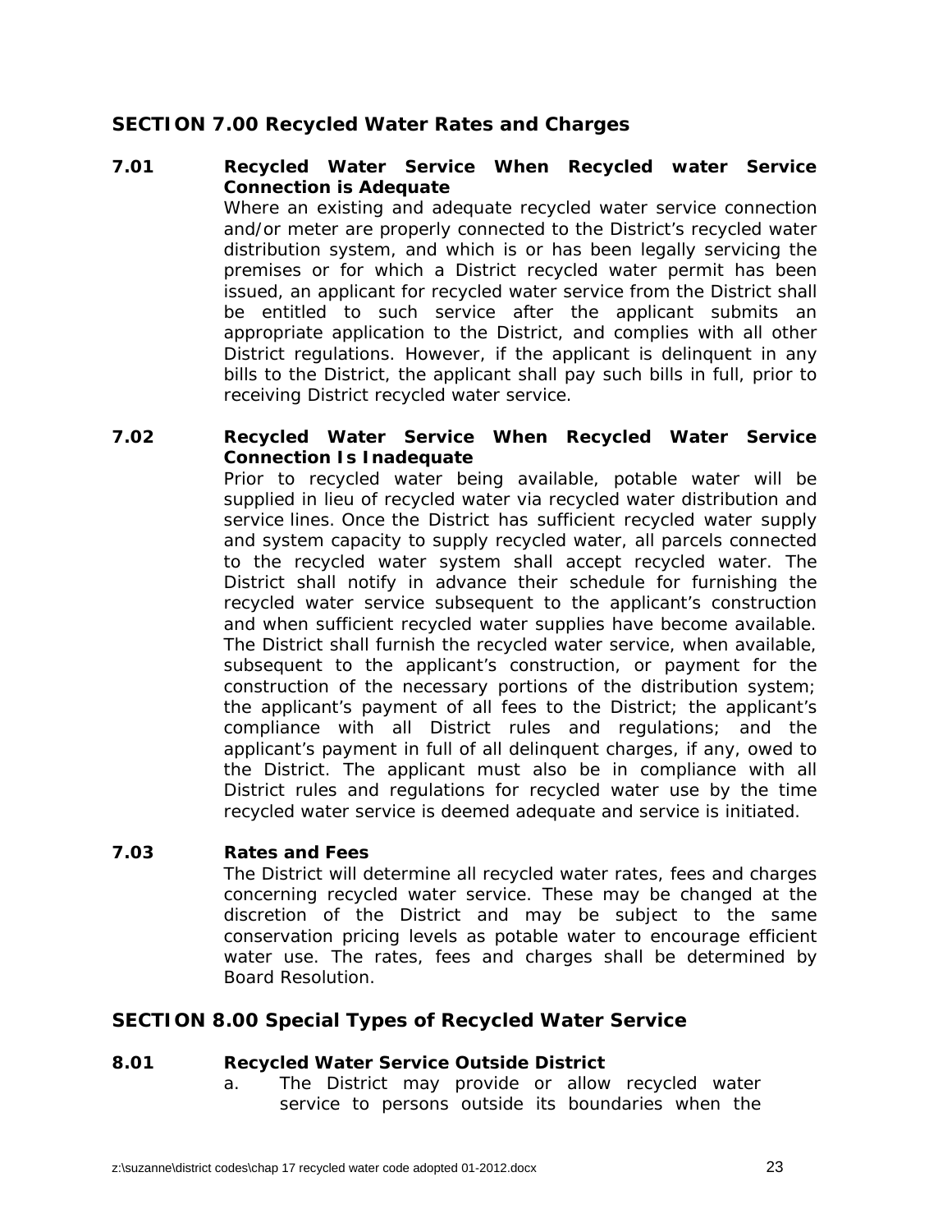## SECTION 7.00 Recycled Water Rates and Charges

**7.01 Recycled Water Service When Recycled water Service Connection is Adequate**

Where an existing and adequate recycled water service connection and/or meter are properly connected to the District's recycled water distribution system, and which is or has been legally servicing the premises or for which a District recycled water permit has been issued, an applicant for recycled water service from the District shall be entitled to such service after the applicant submits an appropriate application to the District, and complies with all other District regulations. However, if the applicant is delinquent in any bills to the District, the applicant shall pay such bills in full, prior to receiving District recycled water service.

**7.02 Recycled Water Service When Recycled Water Service Connection Is Inadequate**

Prior to recycled water being available, potable water will be supplied in lieu of recycled water via recycled water distribution and service lines. Once the District has sufficient recycled water supply and system capacity to supply recycled water, all parcels connected to the recycled water system shall accept recycled water. The District shall notify in advance their schedule for furnishing the recycled water service subsequent to the applicant's construction and when sufficient recycled water supplies have become available. The District shall furnish the recycled water service, when available, subsequent to the applicant's construction, or payment for the construction of the necessary portions of the distribution system; the applicant's payment of all fees to the District; the applicant's compliance with all District rules and regulations; and the applicant's payment in full of all delinquent charges, if any, owed to the District. The applicant must also be in compliance with all District rules and regulations for recycled water use by the time recycled water service is deemed adequate and service is initiated.

**7.03 Rates and Fees**

The District will determine all recycled water rates, fees and charges concerning recycled water service. These may be changed at the discretion of the District and may be subject to the same conservation pricing levels as potable water to encourage efficient water use. The rates, fees and charges shall be determined by Board Resolution.

## SECTION 8.00 Special Types of Recycled Water Service

**8.01 Recycled Water Service Outside District**

a. The District may provide or allow recycled water service to persons outside its boundaries when the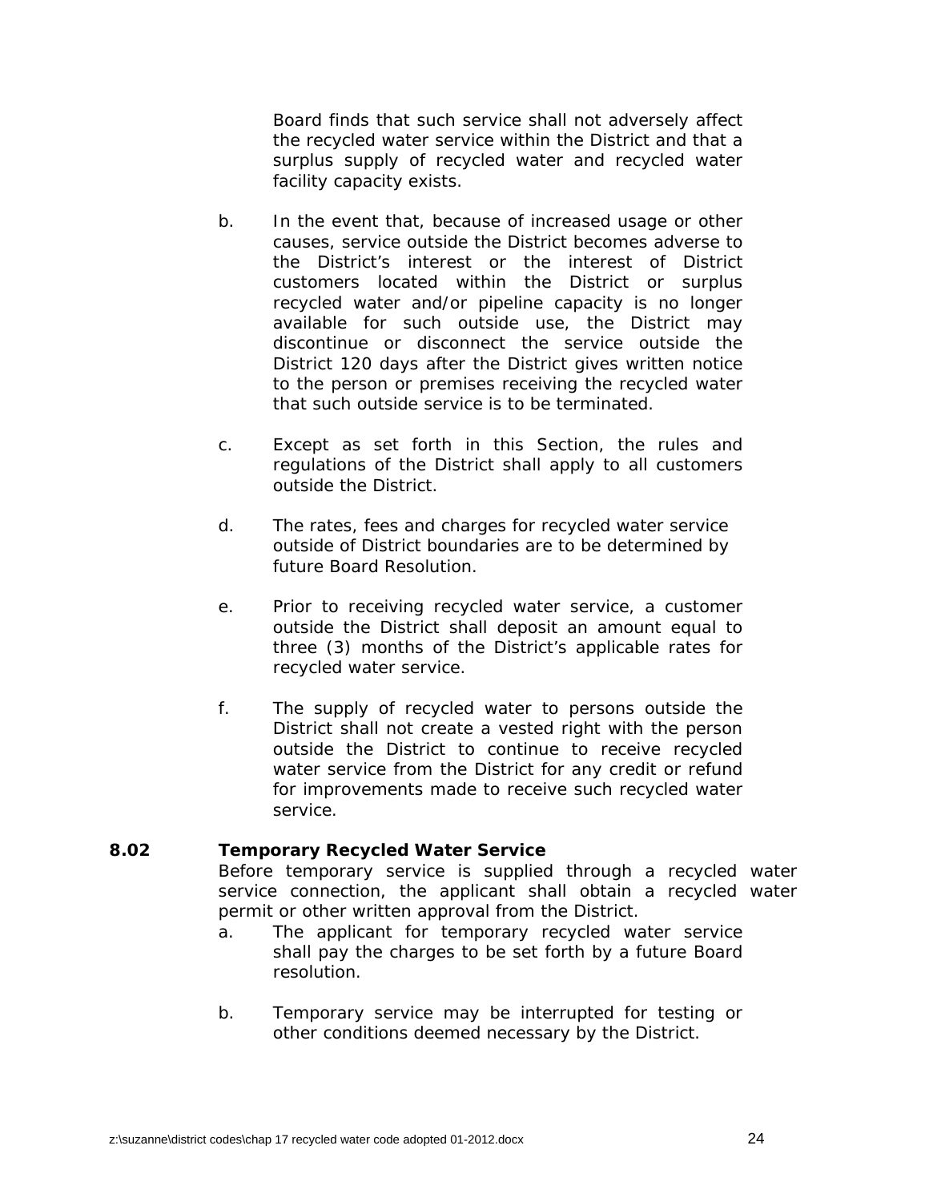Board finds that such service shall not adversely affect the recycled water service within the District and that a surplus supply of recycled water and recycled water facility capacity exists.

b. In the event that, because of increased usage or other causes, service outside the District becomes adverse to the District's interest or the interest of District customers located within the District or surplus recycled water and/or pipeline capacity is no longer available for such outside use, the District may discontinue or disconnect the service outside the District 120 days after the District gives written notice to the person or premises receiving the recycled water that such outside service is to be terminated.

c. Except as set forth in this Section, the rules and regulations of the District shall apply to all customers outside the District.

d. The rates, fees and charges for recycled water service outside of District boundaries are to be determined by future Board Resolution.

e. Prior to receiving recycled water service, a customer outside the District shall deposit an amount equal to three (3) months of the District's applicable rates for recycled water service.

f. The supply of recycled water to persons outside the District shall not create a vested right with the person outside the District to continue to receive recycled water service from the District for any credit or refund for improvements made to receive such recycled water service.

**8.02 Temporary Recycled Water Service**

Before temporary service is supplied through a recycled water service connection, the applicant shall obtain a recycled water permit or other written approval from the District.

a. The applicant for temporary recycled water service shall pay the charges to be set forth by a future Board resolution.

b. Temporary service may be interrupted for testing or other conditions deemed necessary by the District.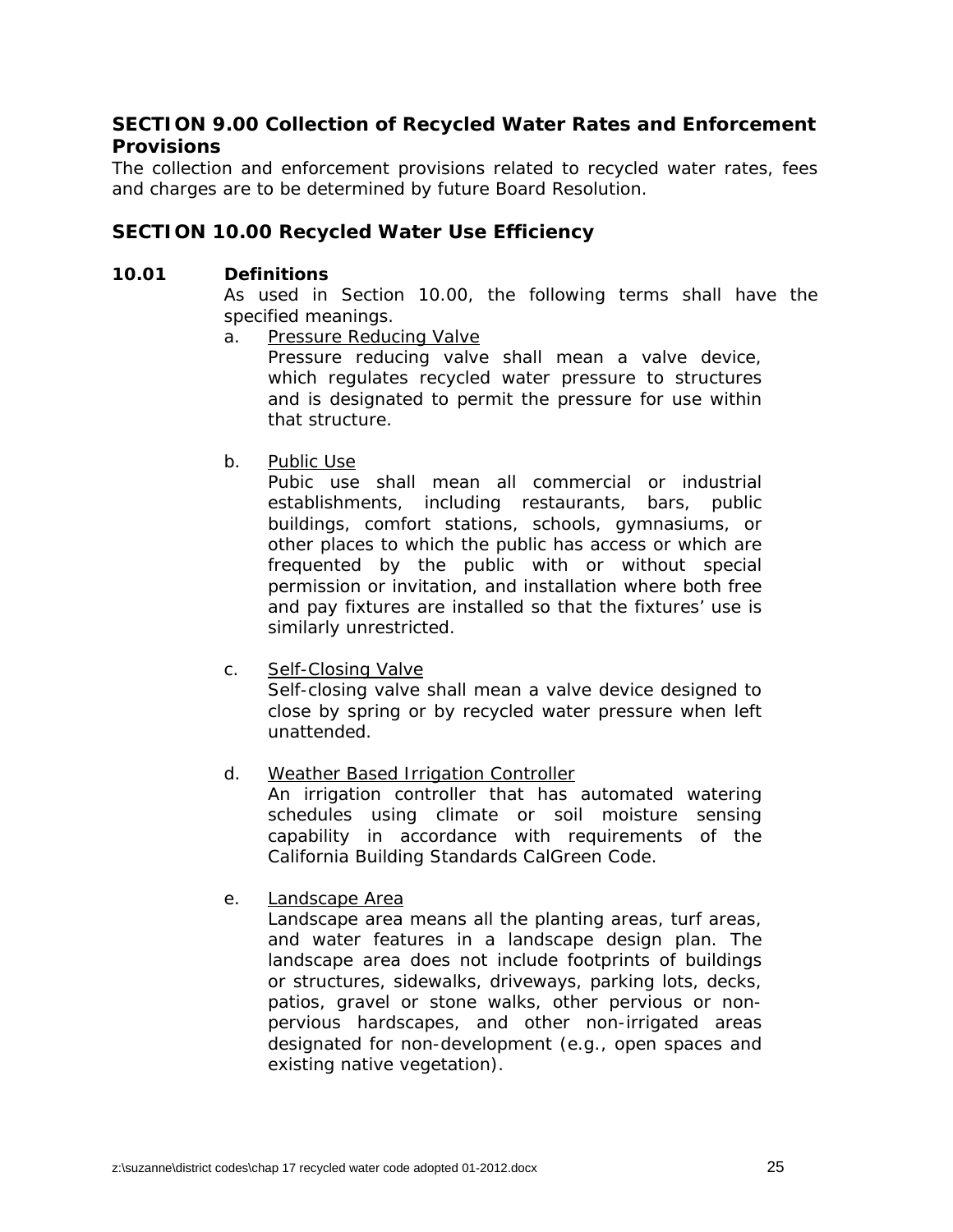## SECTION 9.00 Collection of Recycled Water Rates and Enforcement Provisions

The collection and enforcement provisions related to recycled water rates, fees and charges are to be determined by future Board Resolution.

## SECTION 10.00 Recycled Water Use Efficiency

**10.01 Definitions**

As used in Section 10.00, the following terms shall have the specified meanings.

a. Pressure Reducing Valve

Pressure reducing valve shall mean a valve device, which regulates recycled water pressure to structures and is designated to permit the pressure for use within that structure.

b. Public Use

Pubic use shall mean all commercial or industrial establishments, including restaurants, bars, public buildings, comfort stations, schools, gymnasiums, or other places to which the public has access or which are frequented by the public with or without special permission or invitation, and installation where both free and pay fixtures are installed so that the fixtures' use is similarly unrestricted.

c. Self-Closing Valve

Self-closing valve shall mean a valve device designed to close by spring or by recycled water pressure when left unattended.

d. Weather Based Irrigation Controller

An irrigation controller that has automated watering schedules using climate or soil moisture sensing capability in accordance with requirements of the California Building Standards CalGreen Code.

e. Landscape Area

Landscape area means all the planting areas, turf areas, and water features in a landscape design plan. The landscape area does not include footprints of buildings or structures, sidewalks, driveways, parking lots, decks, patios, gravel or stone walks, other pervious or non-pervious hardscapes, and other non-irrigated areas designated for non-development (e.g., open spaces and existing native vegetation).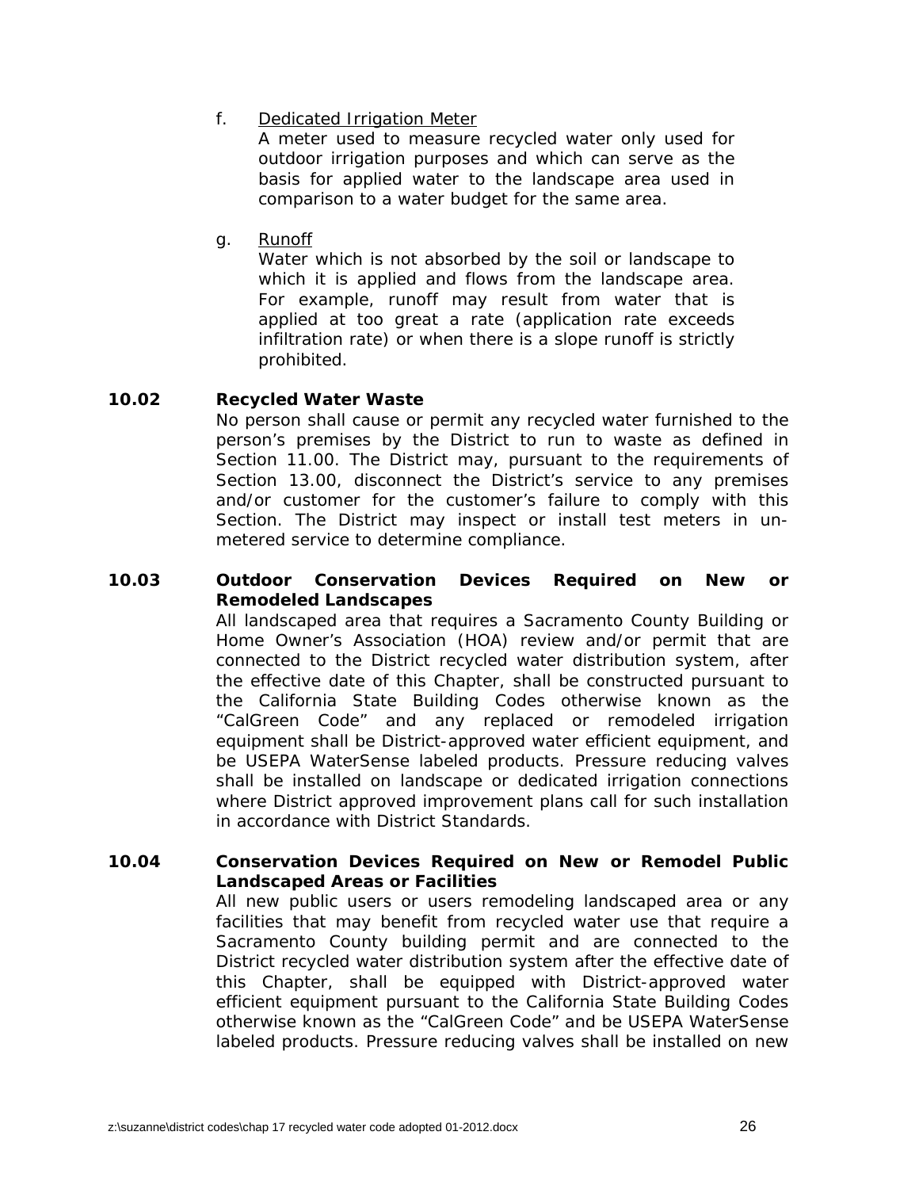f. <u>Dedicated Irrigation Meter</u>

A meter used to measure recycled water only used for outdoor irrigation purposes and which can serve as the basis for applied water to the landscape area used in comparison to a water budget for the same area.

g. <u>Runoff</u>

Water which is not absorbed by the soil or landscape to which it is applied and flows from the landscape area. For example, runoff may result from water that is applied at too great a rate (application rate exceeds infiltration rate) or when there is a slope runoff is strictly prohibited.

**10.02 Recycled Water Waste**

No person shall cause or permit any recycled water furnished to the person's premises by the District to run to waste as defined in Section 11.00. The District may, pursuant to the requirements of Section 13.00, disconnect the District's service to any premises and/or customer for the customer's failure to comply with this Section. The District may inspect or install test meters in un-metered service to determine compliance.

**10.03 Outdoor Conservation Devices Required on New or Remodeled Landscapes**

All landscaped area that requires a Sacramento County Building or Home Owner's Association (HOA) review and/or permit that are connected to the District recycled water distribution system, after the effective date of this Chapter, shall be constructed pursuant to the California State Building Codes otherwise known as the "CalGreen Code" and any replaced or remodeled irrigation equipment shall be District-approved water efficient equipment, and be USEPA WaterSense labeled products. Pressure reducing valves shall be installed on landscape or dedicated irrigation connections where District approved improvement plans call for such installation in accordance with District Standards.

**10.04 Conservation Devices Required on New or Remodel Public Landscaped Areas or Facilities**

All new public users or users remodeling landscaped area or any facilities that may benefit from recycled water use that require a Sacramento County building permit and are connected to the District recycled water distribution system after the effective date of this Chapter, shall be equipped with District-approved water efficient equipment pursuant to the California State Building Codes otherwise known as the "CalGreen Code" and be USEPA WaterSense labeled products. Pressure reducing valves shall be installed on new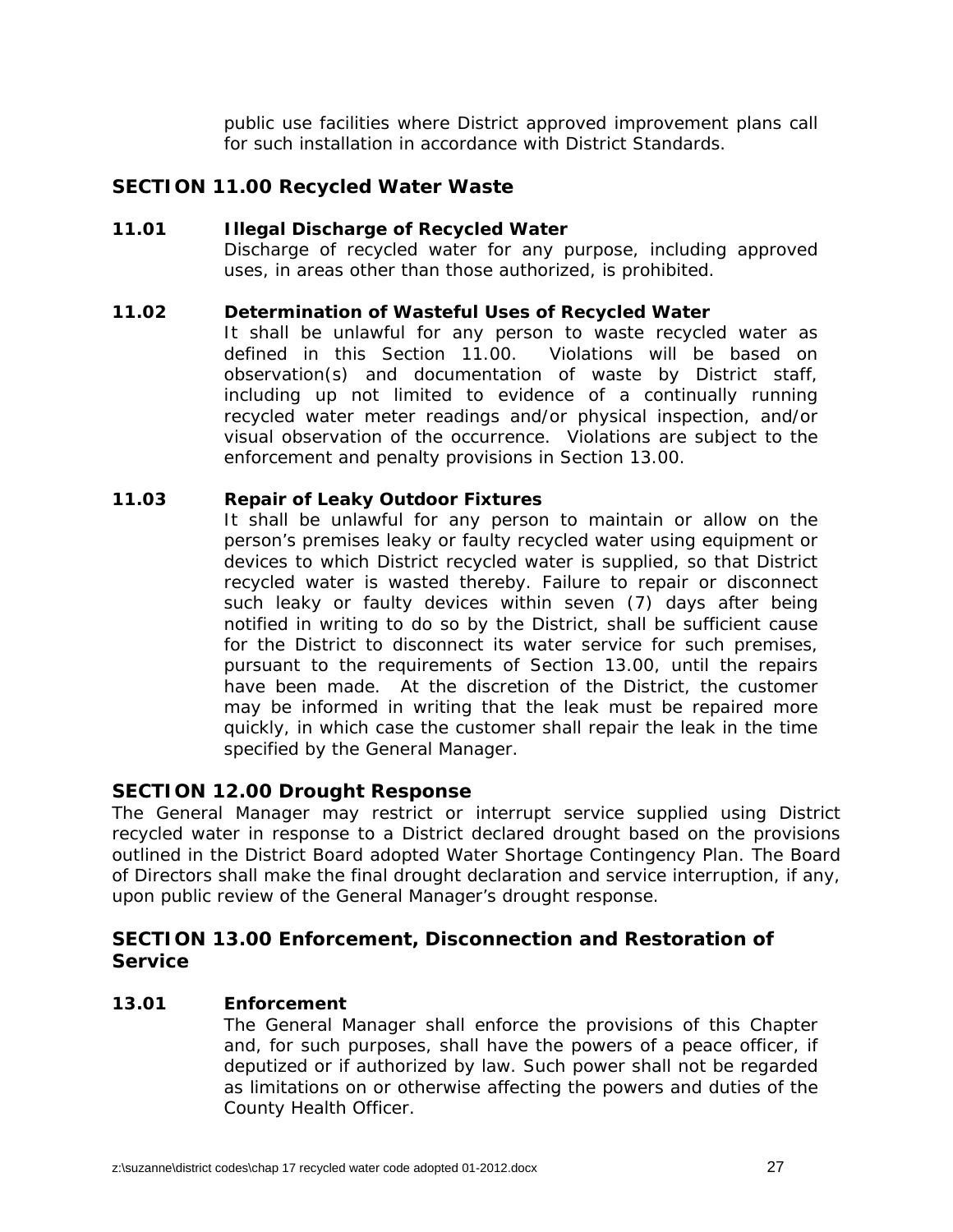public use facilities where District approved improvement plans call for such installation in accordance with District Standards.

## SECTION 11.00 Recycled Water Waste

**11.01 Illegal Discharge of Recycled Water**

Discharge of recycled water for any purpose, including approved uses, in areas other than those authorized, is prohibited.

**11.02 Determination of Wasteful Uses of Recycled Water**

It shall be unlawful for any person to waste recycled water as defined in this Section 11.00. Violations will be based on observation(s) and documentation of waste by District staff, including up not limited to evidence of a continually running recycled water meter readings and/or physical inspection, and/or visual observation of the occurrence. Violations are subject to the enforcement and penalty provisions in Section 13.00.

**11.03 Repair of Leaky Outdoor Fixtures**

It shall be unlawful for any person to maintain or allow on the person's premises leaky or faulty recycled water using equipment or devices to which District recycled water is supplied, so that District recycled water is wasted thereby. Failure to repair or disconnect such leaky or faulty devices within seven (7) days after being notified in writing to do so by the District, shall be sufficient cause for the District to disconnect its water service for such premises, pursuant to the requirements of Section 13.00, until the repairs have been made. At the discretion of the District, the customer may be informed in writing that the leak must be repaired more quickly, in which case the customer shall repair the leak in the time specified by the General Manager.

## SECTION 12.00 Drought Response

The General Manager may restrict or interrupt service supplied using District recycled water in response to a District declared drought based on the provisions outlined in the District Board adopted Water Shortage Contingency Plan. The Board of Directors shall make the final drought declaration and service interruption, if any, upon public review of the General Manager's drought response.

## SECTION 13.00 Enforcement, Disconnection and Restoration of Service

**13.01 Enforcement**

The General Manager shall enforce the provisions of this Chapter and, for such purposes, shall have the powers of a peace officer, if deputized or if authorized by law. Such power shall not be regarded as limitations on or otherwise affecting the powers and duties of the County Health Officer.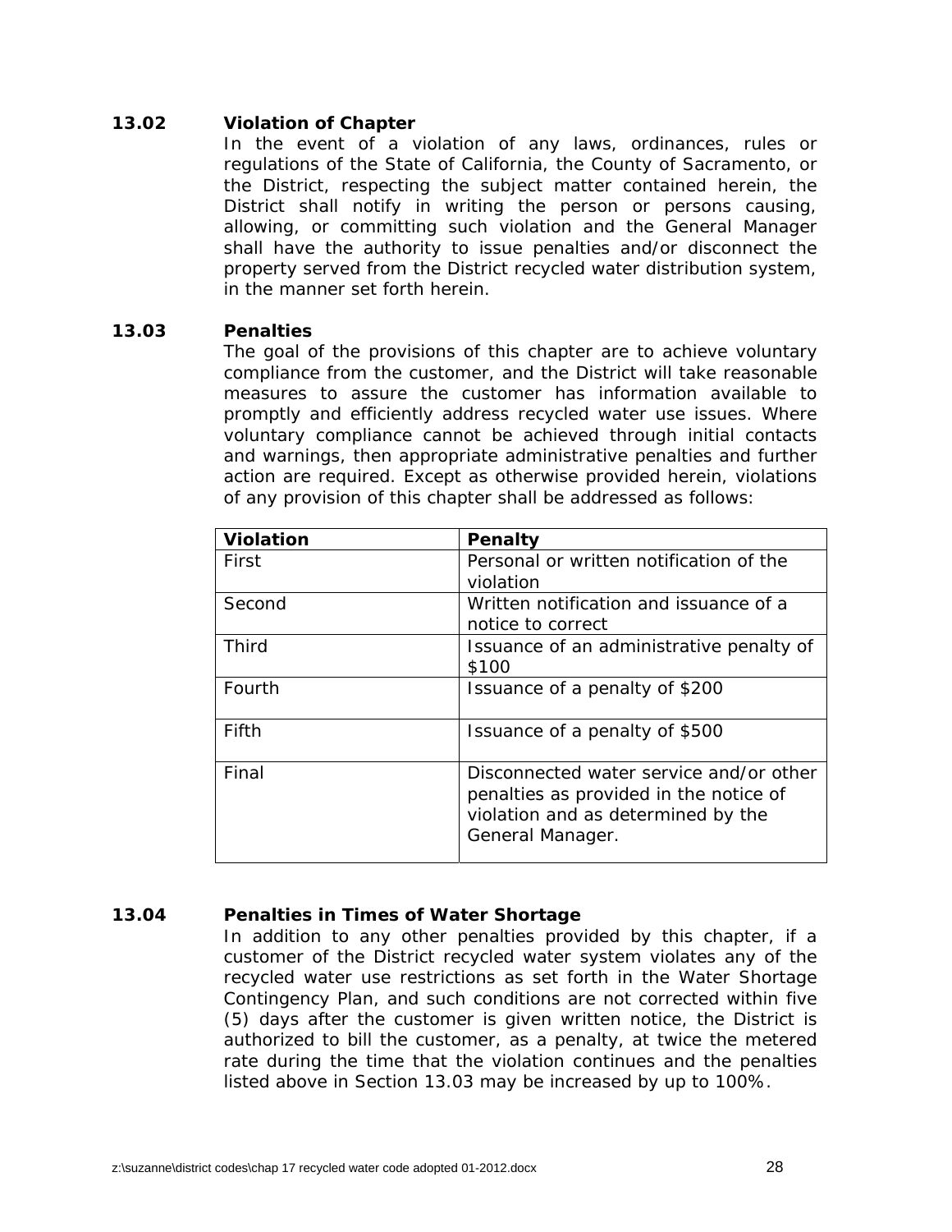### 13.02 Violation of Chapter

In the event of a violation of any laws, ordinances, rules or regulations of the State of California, the County of Sacramento, or the District, respecting the subject matter contained herein, the District shall notify in writing the person or persons causing, allowing, or committing such violation and the General Manager shall have the authority to issue penalties and/or disconnect the property served from the District recycled water distribution system, in the manner set forth herein.

### 13.03 Penalties

The goal of the provisions of this chapter are to achieve voluntary compliance from the customer, and the District will take reasonable measures to assure the customer has information available to promptly and efficiently address recycled water use issues. Where voluntary compliance cannot be achieved through initial contacts and warnings, then appropriate administrative penalties and further action are required. Except as otherwise provided herein, violations of any provision of this chapter shall be addressed as follows:

| Violation | Penalty |
|---|---|
| First | Personal or written notification of the violation |
| Second | Written notification and issuance of a notice to correct |
| Third | Issuance of an administrative penalty of $100 |
| Fourth | Issuance of a penalty of $200 |
| Fifth | Issuance of a penalty of $500 |
| Final | Disconnected water service and/or other penalties as provided in the notice of violation and as determined by the General Manager. |

### 13.04 Penalties in Times of Water Shortage

In addition to any other penalties provided by this chapter, if a customer of the District recycled water system violates any of the recycled water use restrictions as set forth in the Water Shortage Contingency Plan, and such conditions are not corrected within five (5) days after the customer is given written notice, the District is authorized to bill the customer, as a penalty, at twice the metered rate during the time that the violation continues and the penalties listed above in Section 13.03 may be increased by up to 100%.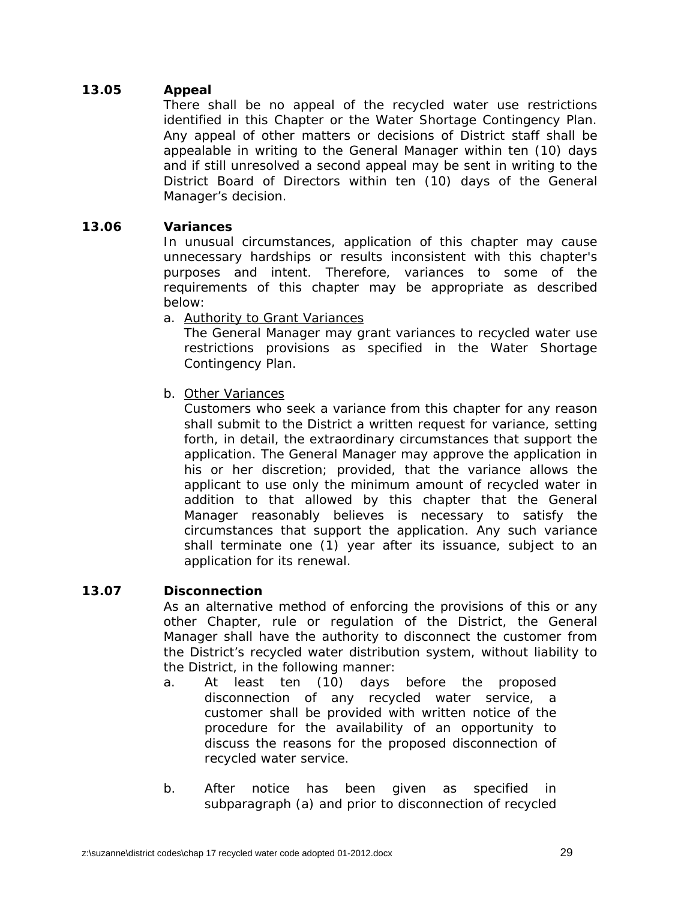**13.05 Appeal**

There shall be no appeal of the recycled water use restrictions identified in this Chapter or the Water Shortage Contingency Plan. Any appeal of other matters or decisions of District staff shall be appealable in writing to the General Manager within ten (10) days and if still unresolved a second appeal may be sent in writing to the District Board of Directors within ten (10) days of the General Manager's decision.

**13.06 Variances**

In unusual circumstances, application of this chapter may cause unnecessary hardships or results inconsistent with this chapter's purposes and intent. Therefore, variances to some of the requirements of this chapter may be appropriate as described below:

a. Authority to Grant Variances

The General Manager may grant variances to recycled water use restrictions provisions as specified in the Water Shortage Contingency Plan.

b. Other Variances

Customers who seek a variance from this chapter for any reason shall submit to the District a written request for variance, setting forth, in detail, the extraordinary circumstances that support the application. The General Manager may approve the application in his or her discretion; provided, that the variance allows the applicant to use only the minimum amount of recycled water in addition to that allowed by this chapter that the General Manager reasonably believes is necessary to satisfy the circumstances that support the application. Any such variance shall terminate one (1) year after its issuance, subject to an application for its renewal.

**13.07 Disconnection**

As an alternative method of enforcing the provisions of this or any other Chapter, rule or regulation of the District, the General Manager shall have the authority to disconnect the customer from the District's recycled water distribution system, without liability to the District, in the following manner:

a. At least ten (10) days before the proposed disconnection of any recycled water service, a customer shall be provided with written notice of the procedure for the availability of an opportunity to discuss the reasons for the proposed disconnection of recycled water service.

b. After notice has been given as specified in subparagraph (a) and prior to disconnection of recycled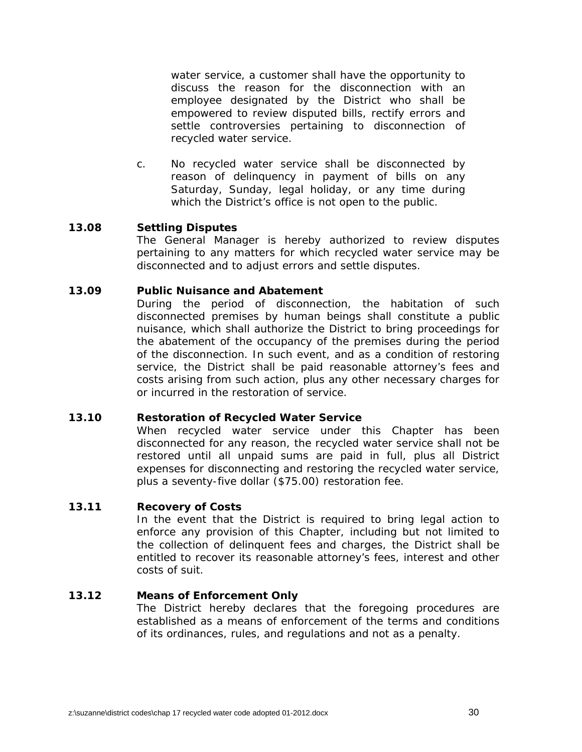water service, a customer shall have the opportunity to discuss the reason for the disconnection with an employee designated by the District who shall be empowered to review disputed bills, rectify errors and settle controversies pertaining to disconnection of recycled water service.

c. No recycled water service shall be disconnected by reason of delinquency in payment of bills on any Saturday, Sunday, legal holiday, or any time during which the District's office is not open to the public.

**13.08 Settling Disputes**

The General Manager is hereby authorized to review disputes pertaining to any matters for which recycled water service may be disconnected and to adjust errors and settle disputes.

**13.09 Public Nuisance and Abatement**

During the period of disconnection, the habitation of such disconnected premises by human beings shall constitute a public nuisance, which shall authorize the District to bring proceedings for the abatement of the occupancy of the premises during the period of the disconnection. In such event, and as a condition of restoring service, the District shall be paid reasonable attorney's fees and costs arising from such action, plus any other necessary charges for or incurred in the restoration of service.

**13.10 Restoration of Recycled Water Service**

When recycled water service under this Chapter has been disconnected for any reason, the recycled water service shall not be restored until all unpaid sums are paid in full, plus all District expenses for disconnecting and restoring the recycled water service, plus a seventy-five dollar ($75.00) restoration fee.

**13.11 Recovery of Costs**

In the event that the District is required to bring legal action to enforce any provision of this Chapter, including but not limited to the collection of delinquent fees and charges, the District shall be entitled to recover its reasonable attorney's fees, interest and other costs of suit.

**13.12 Means of Enforcement Only**

The District hereby declares that the foregoing procedures are established as a means of enforcement of the terms and conditions of its ordinances, rules, and regulations and not as a penalty.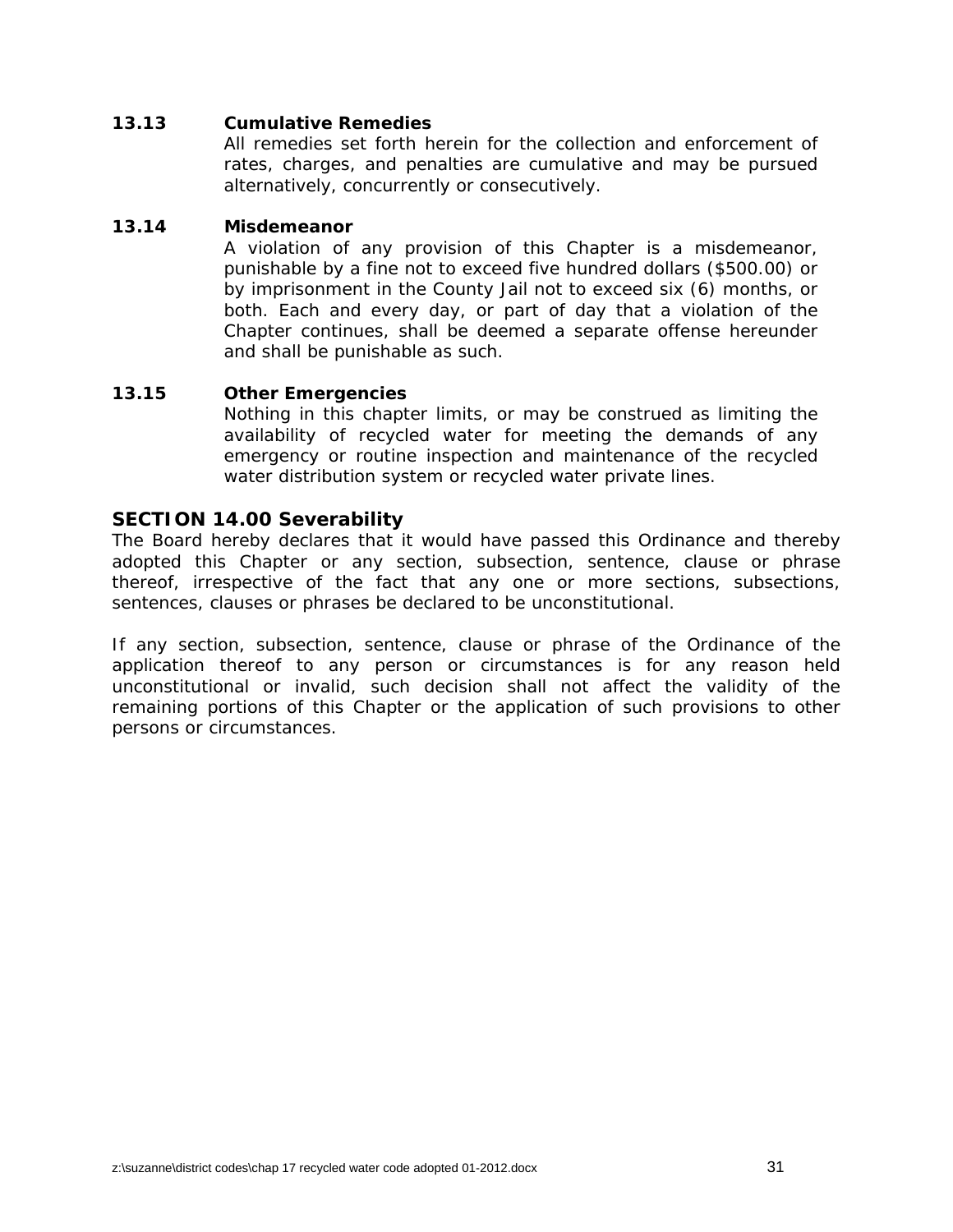**13.13 Cumulative Remedies**

All remedies set forth herein for the collection and enforcement of rates, charges, and penalties are cumulative and may be pursued alternatively, concurrently or consecutively.

**13.14 Misdemeanor**

A violation of any provision of this Chapter is a misdemeanor, punishable by a fine not to exceed five hundred dollars ($500.00) or by imprisonment in the County Jail not to exceed six (6) months, or both. Each and every day, or part of day that a violation of the Chapter continues, shall be deemed a separate offense hereunder and shall be punishable as such.

**13.15 Other Emergencies**

Nothing in this chapter limits, or may be construed as limiting the availability of recycled water for meeting the demands of any emergency or routine inspection and maintenance of the recycled water distribution system or recycled water private lines.

## SECTION 14.00 Severability

The Board hereby declares that it would have passed this Ordinance and thereby adopted this Chapter or any section, subsection, sentence, clause or phrase thereof, irrespective of the fact that any one or more sections, subsections, sentences, clauses or phrases be declared to be unconstitutional.

If any section, subsection, sentence, clause or phrase of the Ordinance of the application thereof to any person or circumstances is for any reason held unconstitutional or invalid, such decision shall not affect the validity of the remaining portions of this Chapter or the application of such provisions to other persons or circumstances.